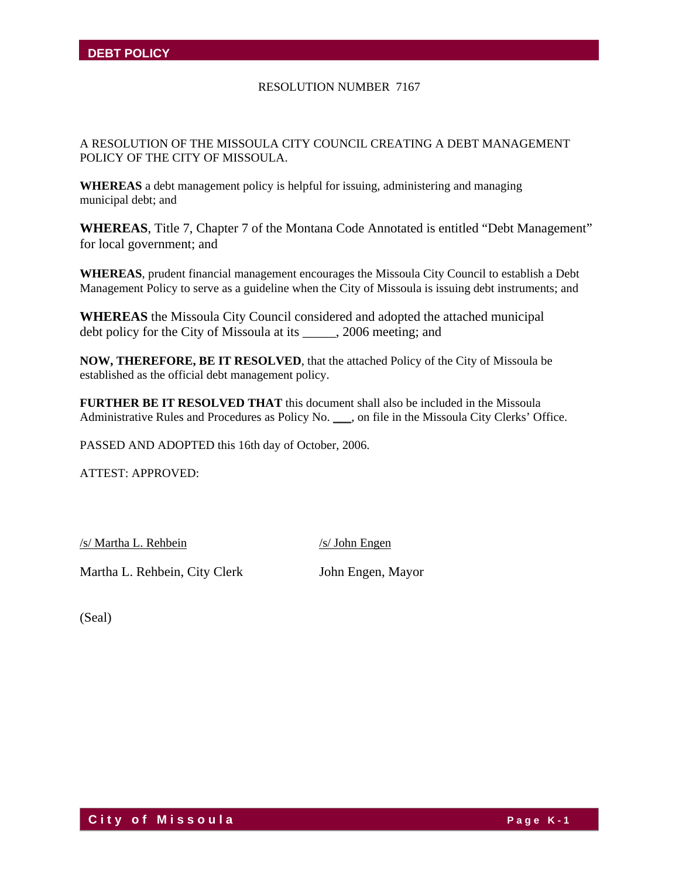RESOLUTION NUMBER 7167

A RESOLUTION OF THE MISSOULA CITY COUNCIL CREATING A DEBT MANAGEMENT POLICY OF THE CITY OF MISSOULA.

**WHEREAS** a debt management policy is helpful for issuing, administering and managing municipal debt; and

**WHEREAS**, Title 7, Chapter 7 of the Montana Code Annotated is entitled "Debt Management" for local government; and

**WHEREAS**, prudent financial management encourages the Missoula City Council to establish a Debt Management Policy to serve as a guideline when the City of Missoula is issuing debt instruments; and

**WHEREAS** the Missoula City Council considered and adopted the attached municipal debt policy for the City of Missoula at its _____, 2006 meeting; and

**NOW, THEREFORE, BE IT RESOLVED**, that the attached Policy of the City of Missoula be established as the official debt management policy.

**FURTHER BE IT RESOLVED THAT** this document shall also be included in the Missoula Administrative Rules and Procedures as Policy No. ___, on file in the Missoula City Clerks' Office.

PASSED AND ADOPTED this 16th day of October, 2006.

ATTEST: APPROVED:

/s/ Martha L. Rehbein

Martha L. Rehbein, City Clerk

/s/ John Engen

John Engen, Mayor

(Seal)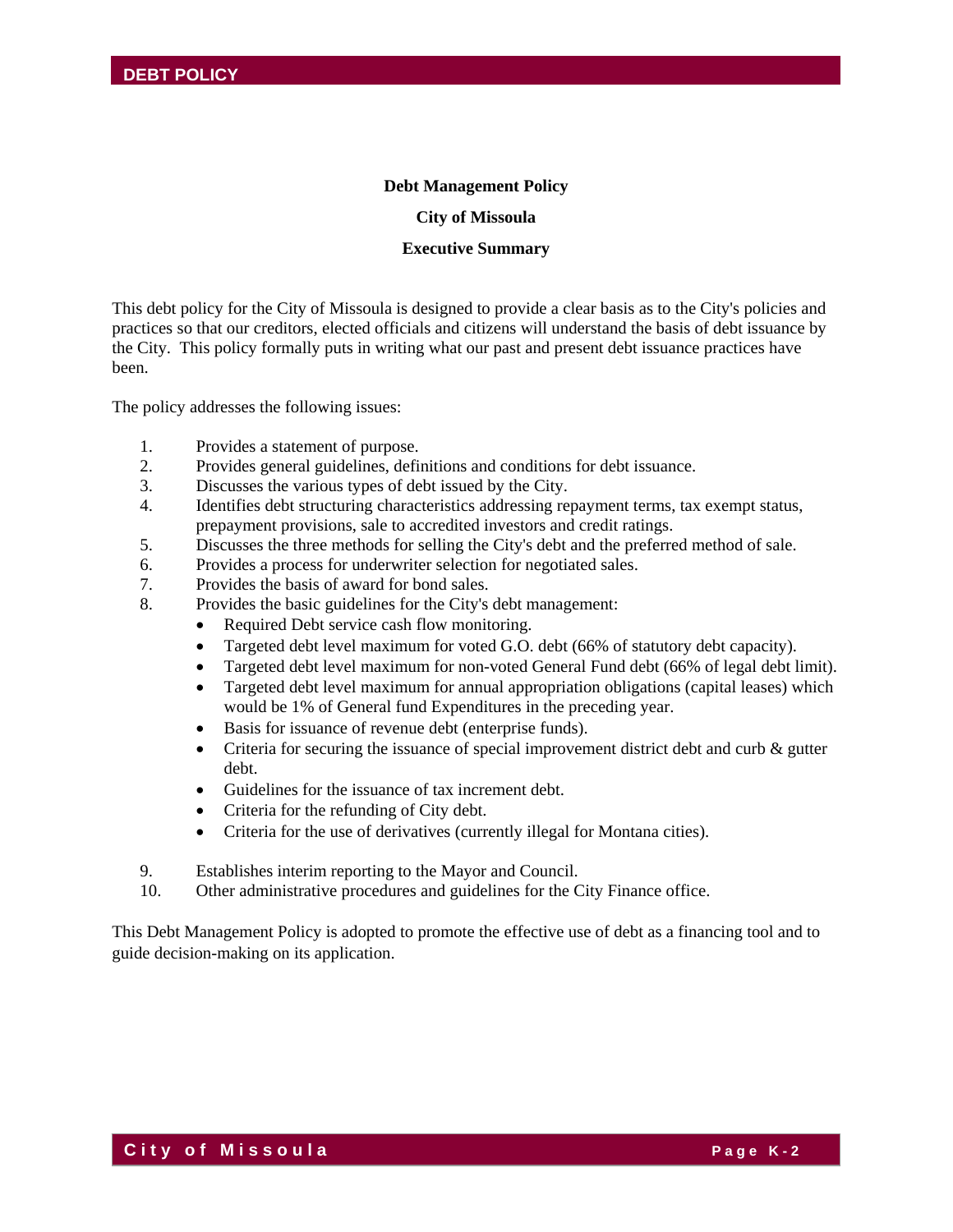# Debt Management Policy

## City of Missoula

## Executive Summary

This debt policy for the City of Missoula is designed to provide a clear basis as to the City's policies and practices so that our creditors, elected officials and citizens will understand the basis of debt issuance by the City. This policy formally puts in writing what our past and present debt issuance practices have been.

The policy addresses the following issues:

1. Provides a statement of purpose.
2. Provides general guidelines, definitions and conditions for debt issuance.
3. Discusses the various types of debt issued by the City.
4. Identifies debt structuring characteristics addressing repayment terms, tax exempt status, prepayment provisions, sale to accredited investors and credit ratings.
5. Discusses the three methods for selling the City's debt and the preferred method of sale.
6. Provides a process for underwriter selection for negotiated sales.
7. Provides the basis of award for bond sales.
8. Provides the basic guidelines for the City's debt management:
   - Required Debt service cash flow monitoring.
   - Targeted debt level maximum for voted G.O. debt (66% of statutory debt capacity).
   - Targeted debt level maximum for non-voted General Fund debt (66% of legal debt limit).
   - Targeted debt level maximum for annual appropriation obligations (capital leases) which would be 1% of General fund Expenditures in the preceding year.
   - Basis for issuance of revenue debt (enterprise funds).
   - Criteria for securing the issuance of special improvement district debt and curb & gutter debt.
   - Guidelines for the issuance of tax increment debt.
   - Criteria for the refunding of City debt.
   - Criteria for the use of derivatives (currently illegal for Montana cities).
9. Establishes interim reporting to the Mayor and Council.
10. Other administrative procedures and guidelines for the City Finance office.

This Debt Management Policy is adopted to promote the effective use of debt as a financing tool and to guide decision-making on its application.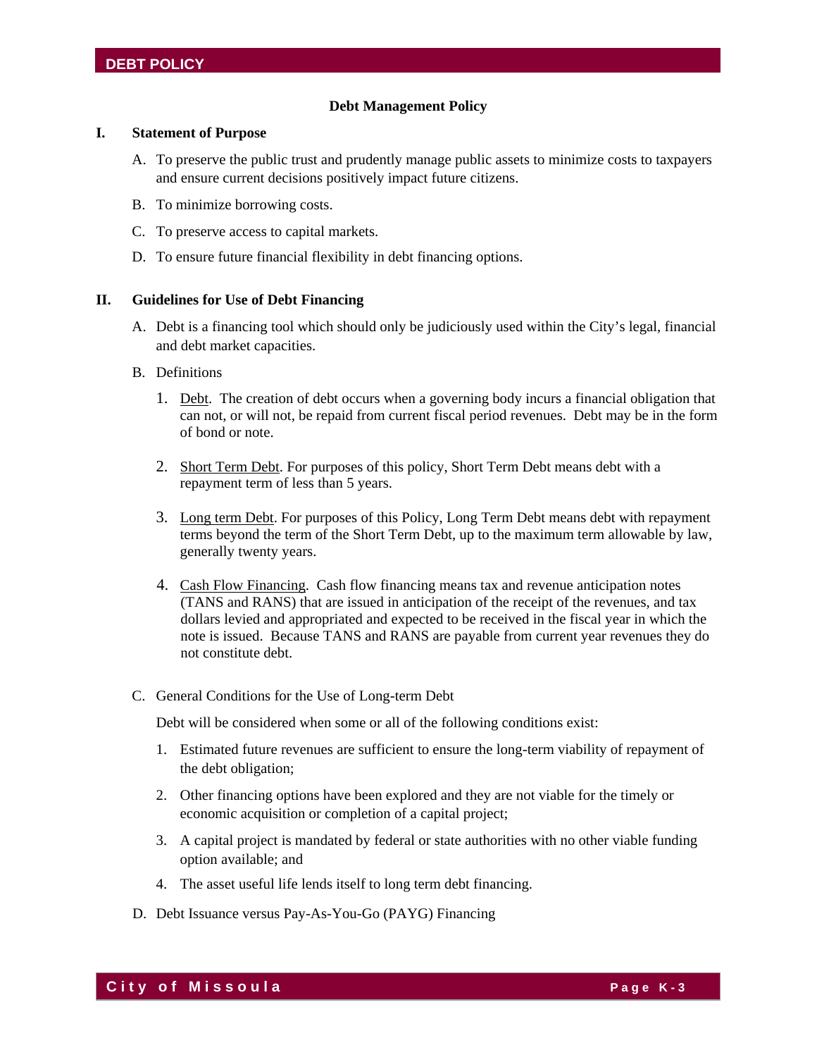## Debt Management Policy

**I. Statement of Purpose**

A. To preserve the public trust and prudently manage public assets to minimize costs to taxpayers and ensure current decisions positively impact future citizens.

B. To minimize borrowing costs.

C. To preserve access to capital markets.

D. To ensure future financial flexibility in debt financing options.

**II. Guidelines for Use of Debt Financing**

A. Debt is a financing tool which should only be judiciously used within the City's legal, financial and debt market capacities.

B. Definitions

1. Debt. The creation of debt occurs when a governing body incurs a financial obligation that can not, or will not, be repaid from current fiscal period revenues. Debt may be in the form of bond or note.

2. Short Term Debt. For purposes of this policy, Short Term Debt means debt with a repayment term of less than 5 years.

3. Long term Debt. For purposes of this Policy, Long Term Debt means debt with repayment terms beyond the term of the Short Term Debt, up to the maximum term allowable by law, generally twenty years.

4. Cash Flow Financing. Cash flow financing means tax and revenue anticipation notes (TANS and RANS) that are issued in anticipation of the receipt of the revenues, and tax dollars levied and appropriated and expected to be received in the fiscal year in which the note is issued. Because TANS and RANS are payable from current year revenues they do not constitute debt.

C. General Conditions for the Use of Long-term Debt

Debt will be considered when some or all of the following conditions exist:

1. Estimated future revenues are sufficient to ensure the long-term viability of repayment of the debt obligation;

2. Other financing options have been explored and they are not viable for the timely or economic acquisition or completion of a capital project;

3. A capital project is mandated by federal or state authorities with no other viable funding option available; and

4. The asset useful life lends itself to long term debt financing.

D. Debt Issuance versus Pay-As-You-Go (PAYG) Financing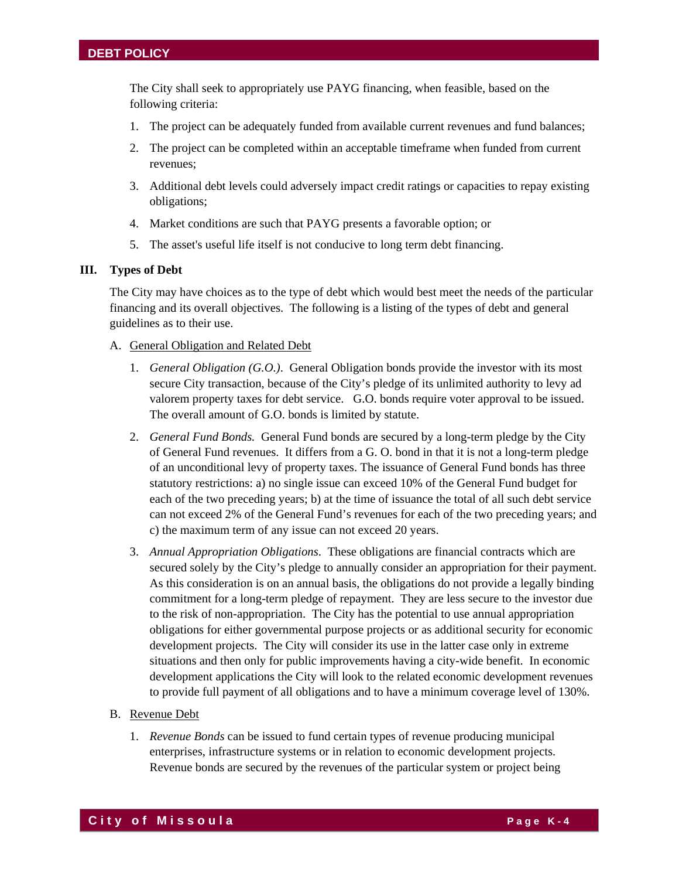The City shall seek to appropriately use PAYG financing, when feasible, based on the following criteria:

1. The project can be adequately funded from available current revenues and fund balances;
2. The project can be completed within an acceptable timeframe when funded from current revenues;
3. Additional debt levels could adversely impact credit ratings or capacities to repay existing obligations;
4. Market conditions are such that PAYG presents a favorable option; or
5. The asset's useful life itself is not conducive to long term debt financing.

## III. Types of Debt

The City may have choices as to the type of debt which would best meet the needs of the particular financing and its overall objectives. The following is a listing of the types of debt and general guidelines as to their use.

A. General Obligation and Related Debt

1. *General Obligation (G.O.)*. General Obligation bonds provide the investor with its most secure City transaction, because of the City's pledge of its unlimited authority to levy ad valorem property taxes for debt service. G.O. bonds require voter approval to be issued. The overall amount of G.O. bonds is limited by statute.
2. *General Fund Bonds.* General Fund bonds are secured by a long-term pledge by the City of General Fund revenues. It differs from a G. O. bond in that it is not a long-term pledge of an unconditional levy of property taxes. The issuance of General Fund bonds has three statutory restrictions: a) no single issue can exceed 10% of the General Fund budget for each of the two preceding years; b) at the time of issuance the total of all such debt service can not exceed 2% of the General Fund's revenues for each of the two preceding years; and c) the maximum term of any issue can not exceed 20 years.
3. *Annual Appropriation Obligations*. These obligations are financial contracts which are secured solely by the City's pledge to annually consider an appropriation for their payment. As this consideration is on an annual basis, the obligations do not provide a legally binding commitment for a long-term pledge of repayment. They are less secure to the investor due to the risk of non-appropriation. The City has the potential to use annual appropriation obligations for either governmental purpose projects or as additional security for economic development projects. The City will consider its use in the latter case only in extreme situations and then only for public improvements having a city-wide benefit. In economic development applications the City will look to the related economic development revenues to provide full payment of all obligations and to have a minimum coverage level of 130%.

B. Revenue Debt

1. *Revenue Bonds* can be issued to fund certain types of revenue producing municipal enterprises, infrastructure systems or in relation to economic development projects. Revenue bonds are secured by the revenues of the particular system or project being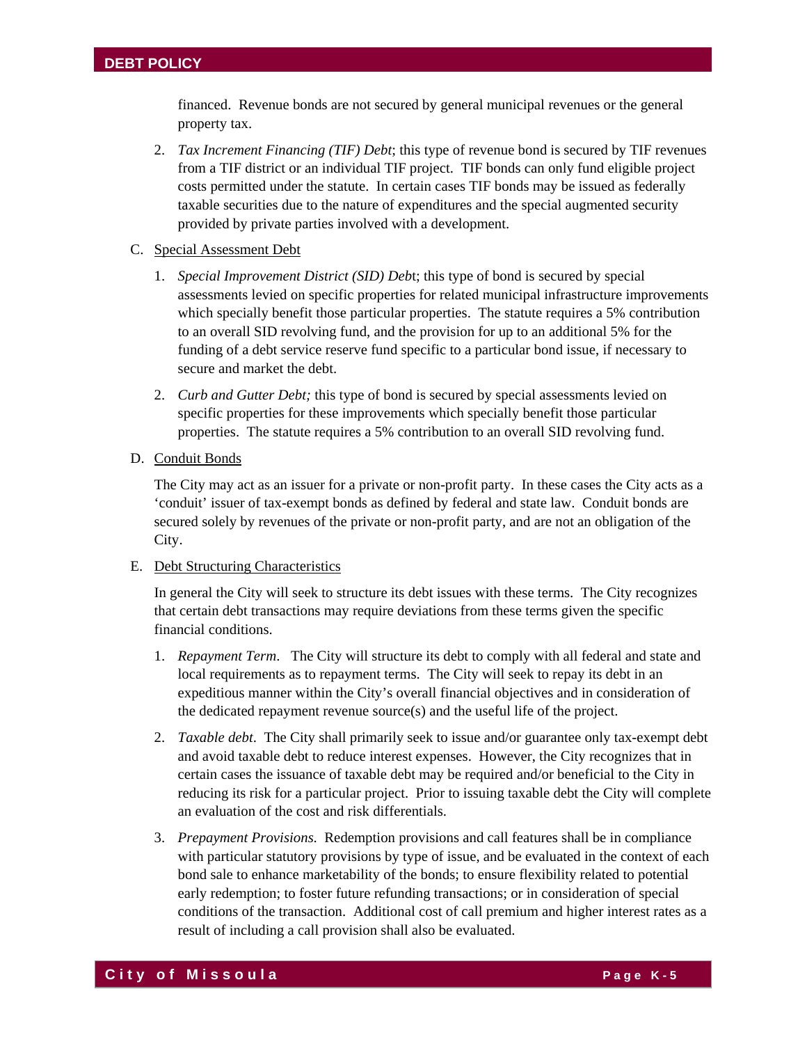financed. Revenue bonds are not secured by general municipal revenues or the general property tax.

2. *Tax Increment Financing (TIF) Debt*; this type of revenue bond is secured by TIF revenues from a TIF district or an individual TIF project. TIF bonds can only fund eligible project costs permitted under the statute. In certain cases TIF bonds may be issued as federally taxable securities due to the nature of expenditures and the special augmented security provided by private parties involved with a development.

C. Special Assessment Debt

1. *Special Improvement District (SID) Debt*; this type of bond is secured by special assessments levied on specific properties for related municipal infrastructure improvements which specially benefit those particular properties. The statute requires a 5% contribution to an overall SID revolving fund, and the provision for up to an additional 5% for the funding of a debt service reserve fund specific to a particular bond issue, if necessary to secure and market the debt.

2. *Curb and Gutter Debt;* this type of bond is secured by special assessments levied on specific properties for these improvements which specially benefit those particular properties. The statute requires a 5% contribution to an overall SID revolving fund.

D. Conduit Bonds

The City may act as an issuer for a private or non-profit party. In these cases the City acts as a 'conduit' issuer of tax-exempt bonds as defined by federal and state law. Conduit bonds are secured solely by revenues of the private or non-profit party, and are not an obligation of the City.

E. Debt Structuring Characteristics

In general the City will seek to structure its debt issues with these terms. The City recognizes that certain debt transactions may require deviations from these terms given the specific financial conditions.

1. *Repayment Term*. The City will structure its debt to comply with all federal and state and local requirements as to repayment terms. The City will seek to repay its debt in an expeditious manner within the City's overall financial objectives and in consideration of the dedicated repayment revenue source(s) and the useful life of the project.

2. *Taxable debt*. The City shall primarily seek to issue and/or guarantee only tax-exempt debt and avoid taxable debt to reduce interest expenses. However, the City recognizes that in certain cases the issuance of taxable debt may be required and/or beneficial to the City in reducing its risk for a particular project. Prior to issuing taxable debt the City will complete an evaluation of the cost and risk differentials.

3. *Prepayment Provisions.* Redemption provisions and call features shall be in compliance with particular statutory provisions by type of issue, and be evaluated in the context of each bond sale to enhance marketability of the bonds; to ensure flexibility related to potential early redemption; to foster future refunding transactions; or in consideration of special conditions of the transaction. Additional cost of call premium and higher interest rates as a result of including a call provision shall also be evaluated.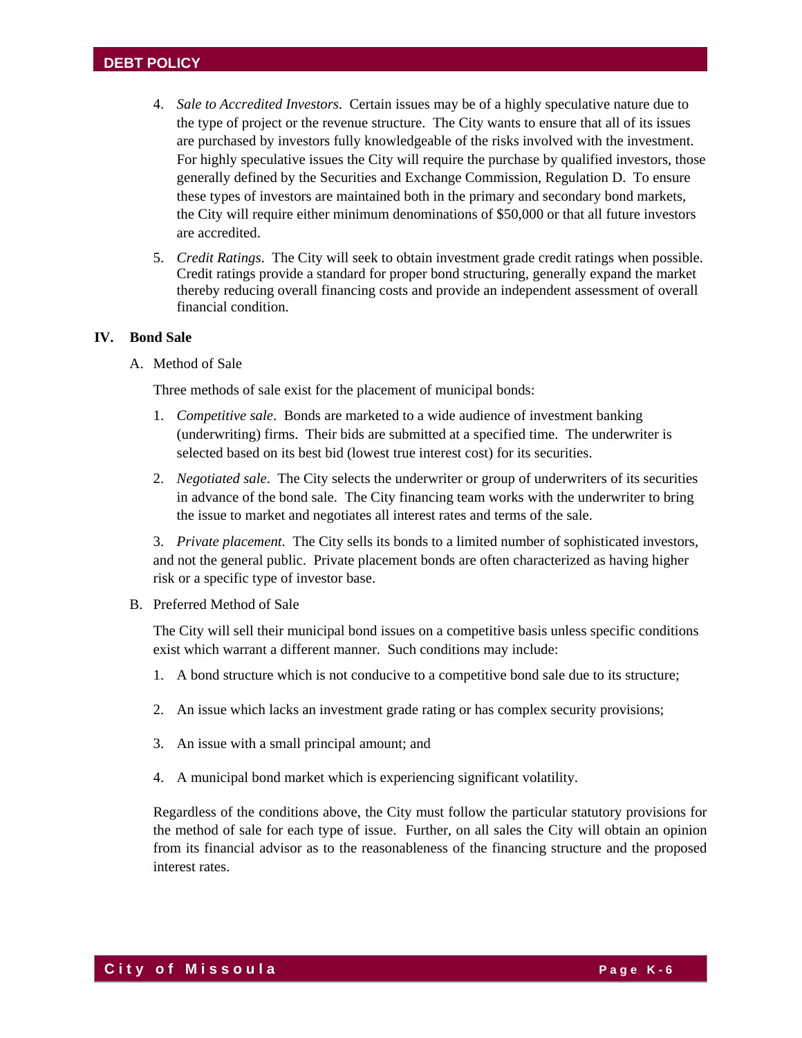4. *Sale to Accredited Investors*. Certain issues may be of a highly speculative nature due to the type of project or the revenue structure. The City wants to ensure that all of its issues are purchased by investors fully knowledgeable of the risks involved with the investment. For highly speculative issues the City will require the purchase by qualified investors, those generally defined by the Securities and Exchange Commission, Regulation D. To ensure these types of investors are maintained both in the primary and secondary bond markets, the City will require either minimum denominations of $50,000 or that all future investors are accredited.

5. *Credit Ratings*. The City will seek to obtain investment grade credit ratings when possible. Credit ratings provide a standard for proper bond structuring, generally expand the market thereby reducing overall financing costs and provide an independent assessment of overall financial condition.

## IV. Bond Sale

A. Method of Sale

Three methods of sale exist for the placement of municipal bonds:

1. *Competitive sale*. Bonds are marketed to a wide audience of investment banking (underwriting) firms. Their bids are submitted at a specified time. The underwriter is selected based on its best bid (lowest true interest cost) for its securities.

2. *Negotiated sale*. The City selects the underwriter or group of underwriters of its securities in advance of the bond sale. The City financing team works with the underwriter to bring the issue to market and negotiates all interest rates and terms of the sale.

3. *Private placement*. The City sells its bonds to a limited number of sophisticated investors, and not the general public. Private placement bonds are often characterized as having higher risk or a specific type of investor base.

B. Preferred Method of Sale

The City will sell their municipal bond issues on a competitive basis unless specific conditions exist which warrant a different manner. Such conditions may include:

1. A bond structure which is not conducive to a competitive bond sale due to its structure;

2. An issue which lacks an investment grade rating or has complex security provisions;

3. An issue with a small principal amount; and

4. A municipal bond market which is experiencing significant volatility.

Regardless of the conditions above, the City must follow the particular statutory provisions for the method of sale for each type of issue. Further, on all sales the City will obtain an opinion from its financial advisor as to the reasonableness of the financing structure and the proposed interest rates.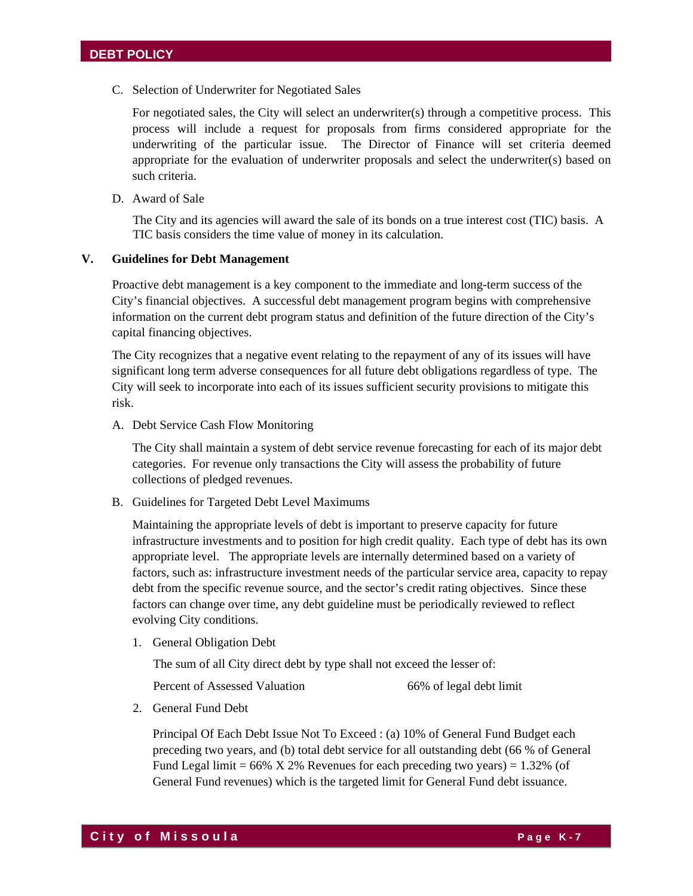C. Selection of Underwriter for Negotiated Sales

For negotiated sales, the City will select an underwriter(s) through a competitive process. This process will include a request for proposals from firms considered appropriate for the underwriting of the particular issue. The Director of Finance will set criteria deemed appropriate for the evaluation of underwriter proposals and select the underwriter(s) based on such criteria.

D. Award of Sale

The City and its agencies will award the sale of its bonds on a true interest cost (TIC) basis. A TIC basis considers the time value of money in its calculation.

## V. Guidelines for Debt Management

Proactive debt management is a key component to the immediate and long-term success of the City's financial objectives. A successful debt management program begins with comprehensive information on the current debt program status and definition of the future direction of the City's capital financing objectives.

The City recognizes that a negative event relating to the repayment of any of its issues will have significant long term adverse consequences for all future debt obligations regardless of type. The City will seek to incorporate into each of its issues sufficient security provisions to mitigate this risk.

A. Debt Service Cash Flow Monitoring

The City shall maintain a system of debt service revenue forecasting for each of its major debt categories. For revenue only transactions the City will assess the probability of future collections of pledged revenues.

B. Guidelines for Targeted Debt Level Maximums

Maintaining the appropriate levels of debt is important to preserve capacity for future infrastructure investments and to position for high credit quality. Each type of debt has its own appropriate level. The appropriate levels are internally determined based on a variety of factors, such as: infrastructure investment needs of the particular service area, capacity to repay debt from the specific revenue source, and the sector's credit rating objectives. Since these factors can change over time, any debt guideline must be periodically reviewed to reflect evolving City conditions.

1. General Obligation Debt

   The sum of all City direct debt by type shall not exceed the lesser of:

   | Percent of Assessed Valuation | 66% of legal debt limit |
   |---|---|

2. General Fund Debt

   Principal Of Each Debt Issue Not To Exceed : (a) 10% of General Fund Budget each preceding two years, and (b) total debt service for all outstanding debt (66 % of General Fund Legal limit = 66% X 2% Revenues for each preceding two years) = 1.32% (of General Fund revenues) which is the targeted limit for General Fund debt issuance.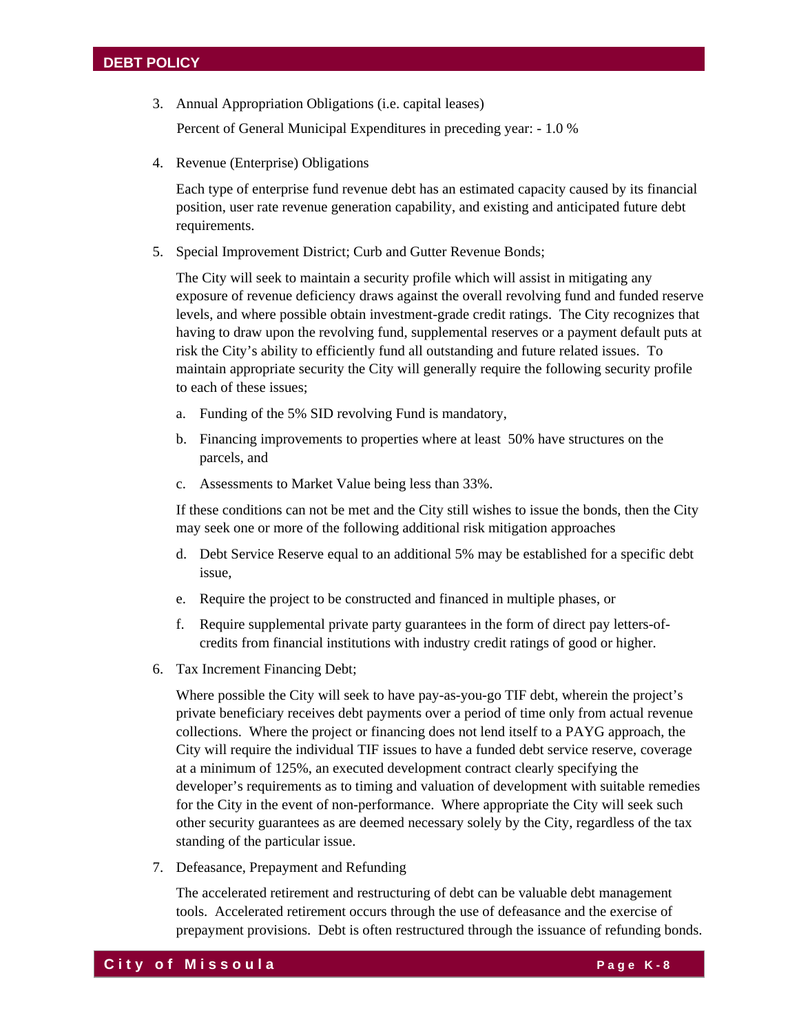3. Annual Appropriation Obligations (i.e. capital leases)

   Percent of General Municipal Expenditures in preceding year: - 1.0 %

4. Revenue (Enterprise) Obligations

   Each type of enterprise fund revenue debt has an estimated capacity caused by its financial position, user rate revenue generation capability, and existing and anticipated future debt requirements.

5. Special Improvement District; Curb and Gutter Revenue Bonds;

   The City will seek to maintain a security profile which will assist in mitigating any exposure of revenue deficiency draws against the overall revolving fund and funded reserve levels, and where possible obtain investment-grade credit ratings. The City recognizes that having to draw upon the revolving fund, supplemental reserves or a payment default puts at risk the City's ability to efficiently fund all outstanding and future related issues. To maintain appropriate security the City will generally require the following security profile to each of these issues;

   a. Funding of the 5% SID revolving Fund is mandatory,

   b. Financing improvements to properties where at least 50% have structures on the parcels, and

   c. Assessments to Market Value being less than 33%.

   If these conditions can not be met and the City still wishes to issue the bonds, then the City may seek one or more of the following additional risk mitigation approaches

   d. Debt Service Reserve equal to an additional 5% may be established for a specific debt issue,

   e. Require the project to be constructed and financed in multiple phases, or

   f. Require supplemental private party guarantees in the form of direct pay letters-of-credits from financial institutions with industry credit ratings of good or higher.

6. Tax Increment Financing Debt;

   Where possible the City will seek to have pay-as-you-go TIF debt, wherein the project's private beneficiary receives debt payments over a period of time only from actual revenue collections. Where the project or financing does not lend itself to a PAYG approach, the City will require the individual TIF issues to have a funded debt service reserve, coverage at a minimum of 125%, an executed development contract clearly specifying the developer's requirements as to timing and valuation of development with suitable remedies for the City in the event of non-performance. Where appropriate the City will seek such other security guarantees as are deemed necessary solely by the City, regardless of the tax standing of the particular issue.

7. Defeasance, Prepayment and Refunding

   The accelerated retirement and restructuring of debt can be valuable debt management tools. Accelerated retirement occurs through the use of defeasance and the exercise of prepayment provisions. Debt is often restructured through the issuance of refunding bonds.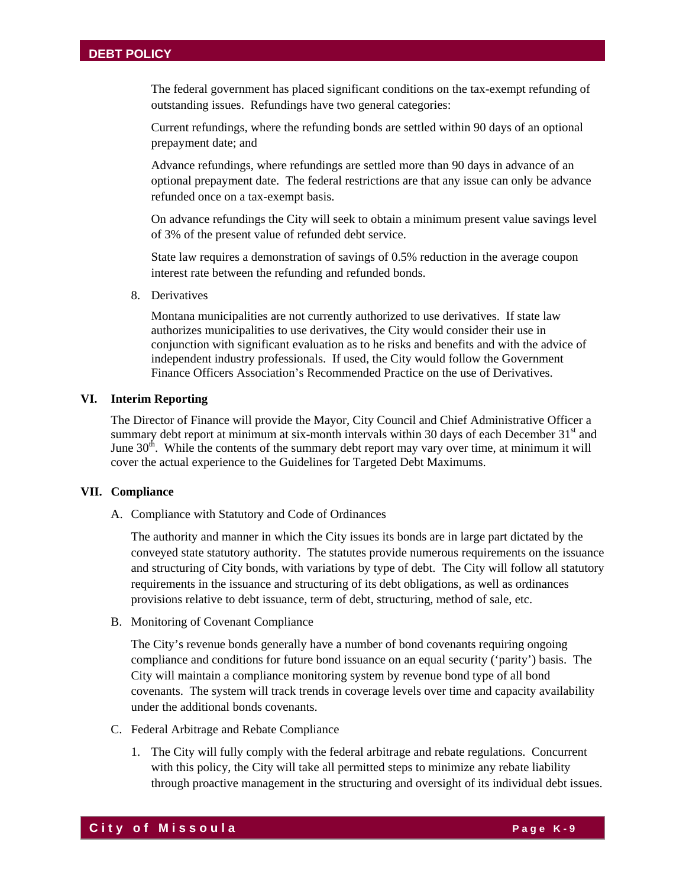The federal government has placed significant conditions on the tax-exempt refunding of outstanding issues. Refundings have two general categories:

Current refundings, where the refunding bonds are settled within 90 days of an optional prepayment date; and

Advance refundings, where refundings are settled more than 90 days in advance of an optional prepayment date. The federal restrictions are that any issue can only be advance refunded once on a tax-exempt basis.

On advance refundings the City will seek to obtain a minimum present value savings level of 3% of the present value of refunded debt service.

State law requires a demonstration of savings of 0.5% reduction in the average coupon interest rate between the refunding and refunded bonds.

8. Derivatives

   Montana municipalities are not currently authorized to use derivatives. If state law authorizes municipalities to use derivatives, the City would consider their use in conjunction with significant evaluation as to he risks and benefits and with the advice of independent industry professionals. If used, the City would follow the Government Finance Officers Association's Recommended Practice on the use of Derivatives.

## VI. Interim Reporting

The Director of Finance will provide the Mayor, City Council and Chief Administrative Officer a summary debt report at minimum at six-month intervals within 30 days of each December 31st and June 30th. While the contents of the summary debt report may vary over time, at minimum it will cover the actual experience to the Guidelines for Targeted Debt Maximums.

## VII. Compliance

A. Compliance with Statutory and Code of Ordinances

   The authority and manner in which the City issues its bonds are in large part dictated by the conveyed state statutory authority. The statutes provide numerous requirements on the issuance and structuring of City bonds, with variations by type of debt. The City will follow all statutory requirements in the issuance and structuring of its debt obligations, as well as ordinances provisions relative to debt issuance, term of debt, structuring, method of sale, etc.

B. Monitoring of Covenant Compliance

   The City's revenue bonds generally have a number of bond covenants requiring ongoing compliance and conditions for future bond issuance on an equal security ('parity') basis. The City will maintain a compliance monitoring system by revenue bond type of all bond covenants. The system will track trends in coverage levels over time and capacity availability under the additional bonds covenants.

C. Federal Arbitrage and Rebate Compliance

   1. The City will fully comply with the federal arbitrage and rebate regulations. Concurrent with this policy, the City will take all permitted steps to minimize any rebate liability through proactive management in the structuring and oversight of its individual debt issues.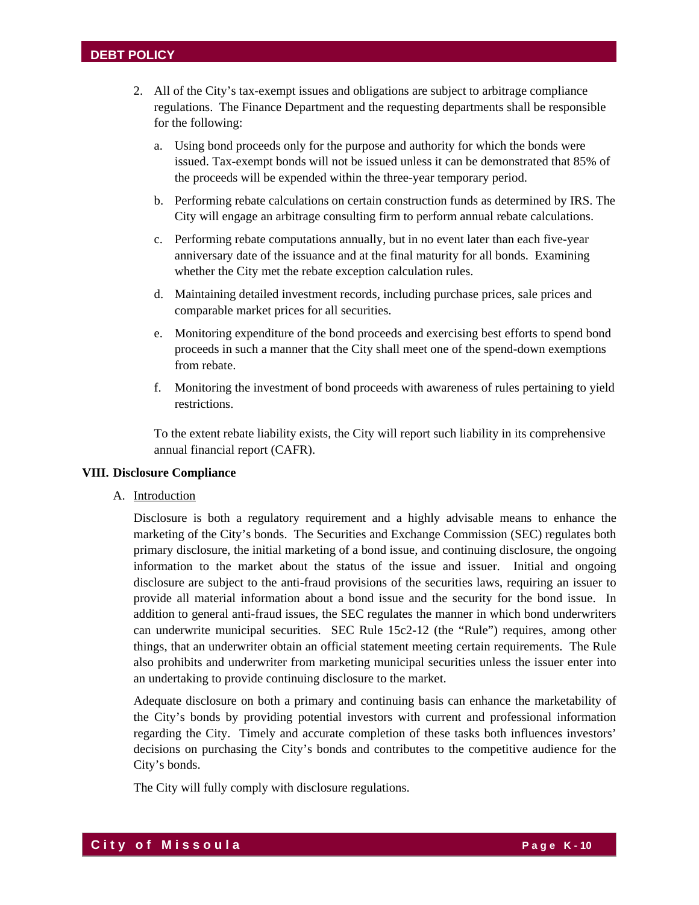2. All of the City's tax-exempt issues and obligations are subject to arbitrage compliance regulations. The Finance Department and the requesting departments shall be responsible for the following:

   a. Using bond proceeds only for the purpose and authority for which the bonds were issued. Tax-exempt bonds will not be issued unless it can be demonstrated that 85% of the proceeds will be expended within the three-year temporary period.

   b. Performing rebate calculations on certain construction funds as determined by IRS. The City will engage an arbitrage consulting firm to perform annual rebate calculations.

   c. Performing rebate computations annually, but in no event later than each five-year anniversary date of the issuance and at the final maturity for all bonds. Examining whether the City met the rebate exception calculation rules.

   d. Maintaining detailed investment records, including purchase prices, sale prices and comparable market prices for all securities.

   e. Monitoring expenditure of the bond proceeds and exercising best efforts to spend bond proceeds in such a manner that the City shall meet one of the spend-down exemptions from rebate.

   f. Monitoring the investment of bond proceeds with awareness of rules pertaining to yield restrictions.

   To the extent rebate liability exists, the City will report such liability in its comprehensive annual financial report (CAFR).

## VIII. Disclosure Compliance

A. Introduction

Disclosure is both a regulatory requirement and a highly advisable means to enhance the marketing of the City's bonds. The Securities and Exchange Commission (SEC) regulates both primary disclosure, the initial marketing of a bond issue, and continuing disclosure, the ongoing information to the market about the status of the issue and issuer. Initial and ongoing disclosure are subject to the anti-fraud provisions of the securities laws, requiring an issuer to provide all material information about a bond issue and the security for the bond issue. In addition to general anti-fraud issues, the SEC regulates the manner in which bond underwriters can underwrite municipal securities. SEC Rule 15c2-12 (the "Rule") requires, among other things, that an underwriter obtain an official statement meeting certain requirements. The Rule also prohibits and underwriter from marketing municipal securities unless the issuer enter into an undertaking to provide continuing disclosure to the market.

Adequate disclosure on both a primary and continuing basis can enhance the marketability of the City's bonds by providing potential investors with current and professional information regarding the City. Timely and accurate completion of these tasks both influences investors' decisions on purchasing the City's bonds and contributes to the competitive audience for the City's bonds.

The City will fully comply with disclosure regulations.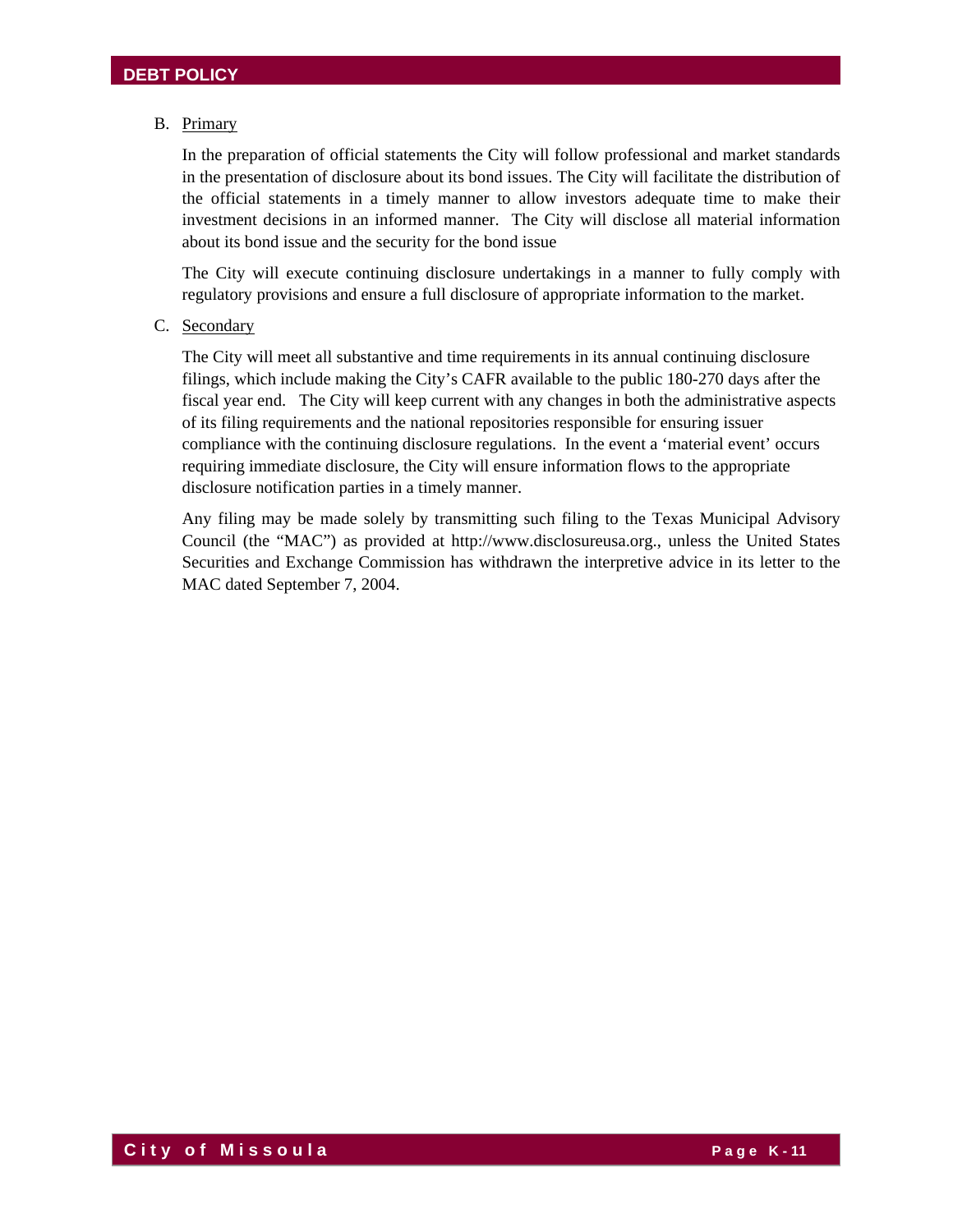B. Primary

In the preparation of official statements the City will follow professional and market standards in the presentation of disclosure about its bond issues. The City will facilitate the distribution of the official statements in a timely manner to allow investors adequate time to make their investment decisions in an informed manner. The City will disclose all material information about its bond issue and the security for the bond issue

The City will execute continuing disclosure undertakings in a manner to fully comply with regulatory provisions and ensure a full disclosure of appropriate information to the market.

C. Secondary

The City will meet all substantive and time requirements in its annual continuing disclosure filings, which include making the City's CAFR available to the public 180-270 days after the fiscal year end. The City will keep current with any changes in both the administrative aspects of its filing requirements and the national repositories responsible for ensuring issuer compliance with the continuing disclosure regulations. In the event a 'material event' occurs requiring immediate disclosure, the City will ensure information flows to the appropriate disclosure notification parties in a timely manner.

Any filing may be made solely by transmitting such filing to the Texas Municipal Advisory Council (the "MAC") as provided at http://www.disclosureusa.org., unless the United States Securities and Exchange Commission has withdrawn the interpretive advice in its letter to the MAC dated September 7, 2004.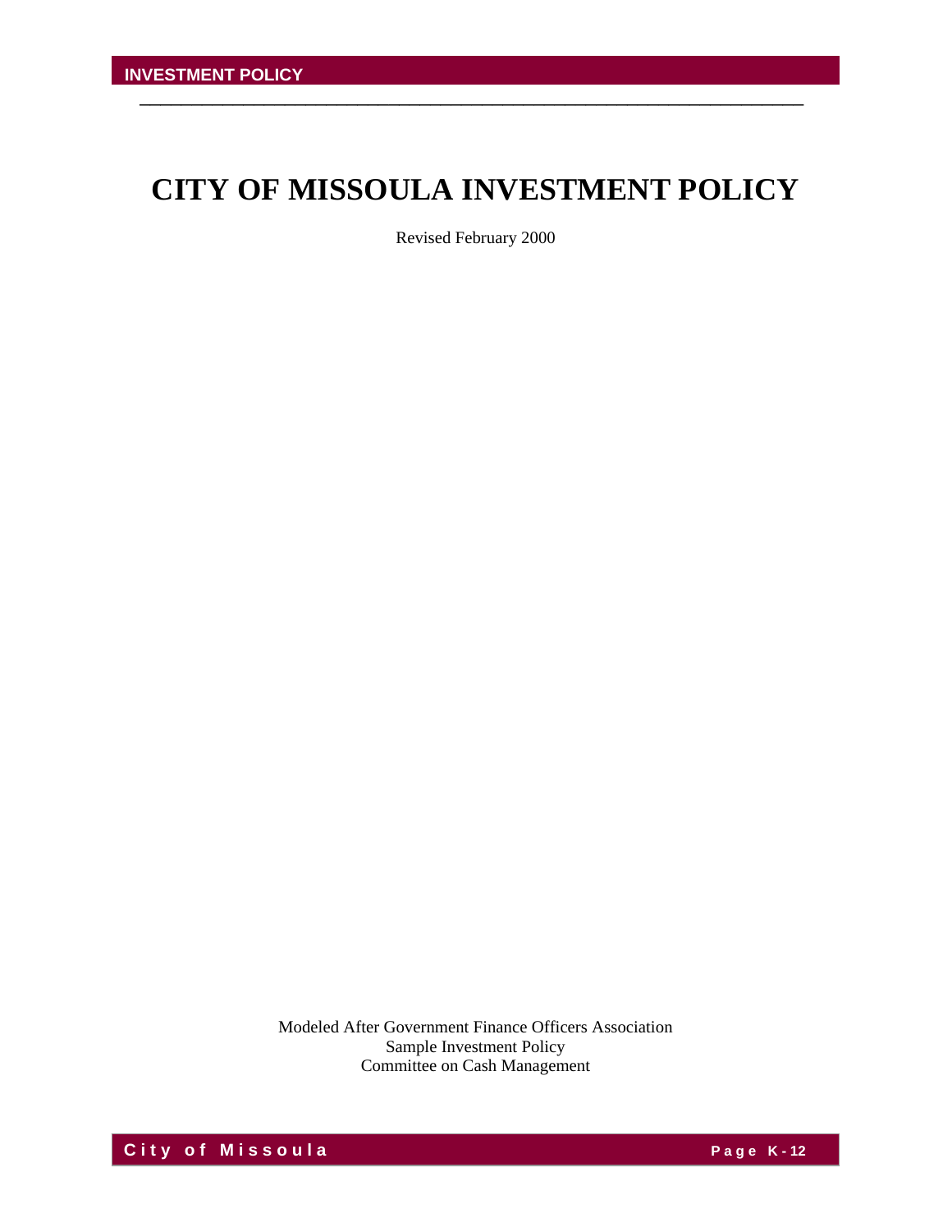# CITY OF MISSOULA INVESTMENT POLICY

Revised February 2000

Modeled After Government Finance Officers Association
Sample Investment Policy
Committee on Cash Management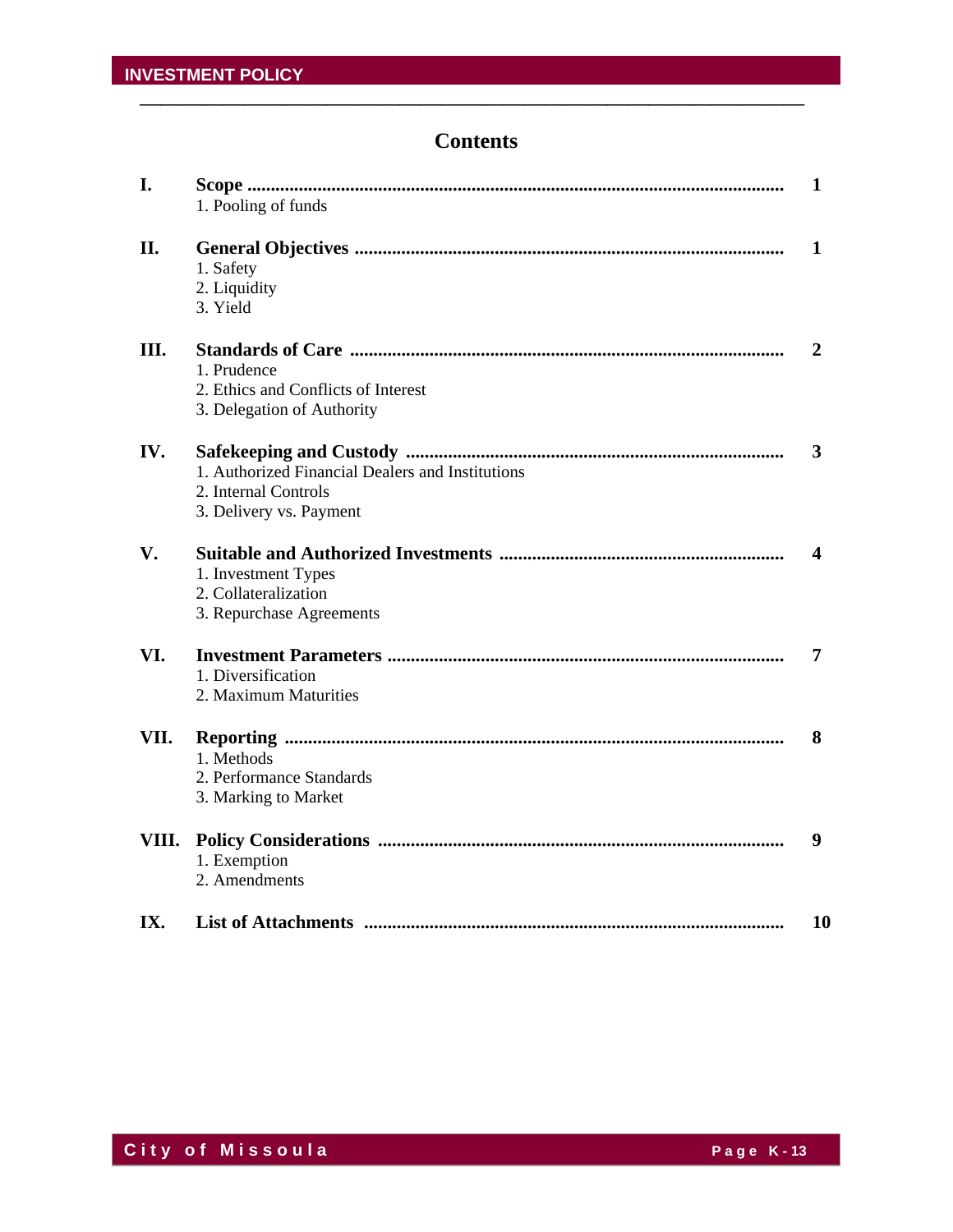## Contents

| | | |
|---|---|---|
| **I.** | **Scope** | **1** |
| | 1. Pooling of funds | |
| **II.** | **General Objectives** | **1** |
| | 1. Safety | |
| | 2. Liquidity | |
| | 3. Yield | |
| **III.** | **Standards of Care** | **2** |
| | 1. Prudence | |
| | 2. Ethics and Conflicts of Interest | |
| | 3. Delegation of Authority | |
| **IV.** | **Safekeeping and Custody** | **3** |
| | 1. Authorized Financial Dealers and Institutions | |
| | 2. Internal Controls | |
| | 3. Delivery vs. Payment | |
| **V.** | **Suitable and Authorized Investments** | **4** |
| | 1. Investment Types | |
| | 2. Collateralization | |
| | 3. Repurchase Agreements | |
| **VI.** | **Investment Parameters** | **7** |
| | 1. Diversification | |
| | 2. Maximum Maturities | |
| **VII.** | **Reporting** | **8** |
| | 1. Methods | |
| | 2. Performance Standards | |
| | 3. Marking to Market | |
| **VIII.** | **Policy Considerations** | **9** |
| | 1. Exemption | |
| | 2. Amendments | |
| **IX.** | **List of Attachments** | **10** |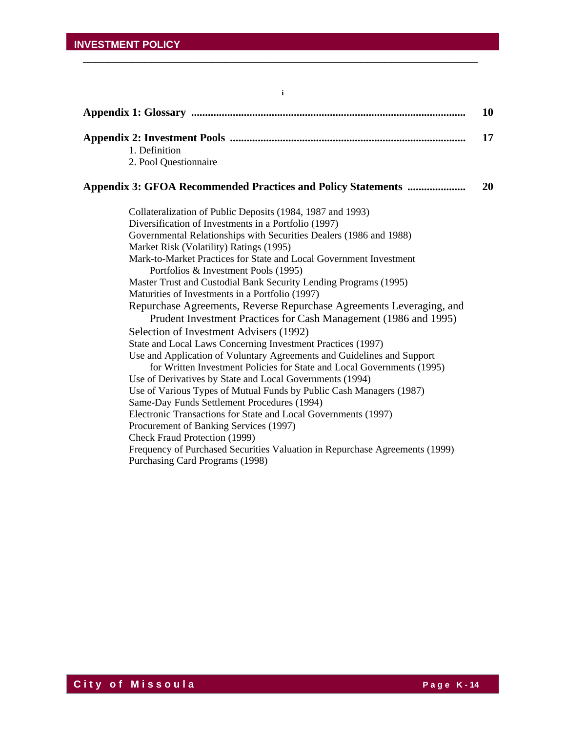i

**Appendix 1: Glossary** .................................................................................................... **10**

**Appendix 2: Investment Pools** .................................................................................... **17**

1. Definition
2. Pool Questionnaire

**Appendix 3: GFOA Recommended Practices and Policy Statements** ..................... **20**

Collateralization of Public Deposits (1984, 1987 and 1993)
Diversification of Investments in a Portfolio (1997)
Governmental Relationships with Securities Dealers (1986 and 1988)
Market Risk (Volatility) Ratings (1995)
Mark-to-Market Practices for State and Local Government Investment Portfolios & Investment Pools (1995)
Master Trust and Custodial Bank Security Lending Programs (1995)
Maturities of Investments in a Portfolio (1997)
Repurchase Agreements, Reverse Repurchase Agreements Leveraging, and Prudent Investment Practices for Cash Management (1986 and 1995)
Selection of Investment Advisers (1992)
State and Local Laws Concerning Investment Practices (1997)
Use and Application of Voluntary Agreements and Guidelines and Support for Written Investment Policies for State and Local Governments (1995)
Use of Derivatives by State and Local Governments (1994)
Use of Various Types of Mutual Funds by Public Cash Managers (1987)
Same-Day Funds Settlement Procedures (1994)
Electronic Transactions for State and Local Governments (1997)
Procurement of Banking Services (1997)
Check Fraud Protection (1999)
Frequency of Purchased Securities Valuation in Repurchase Agreements (1999)
Purchasing Card Programs (1998)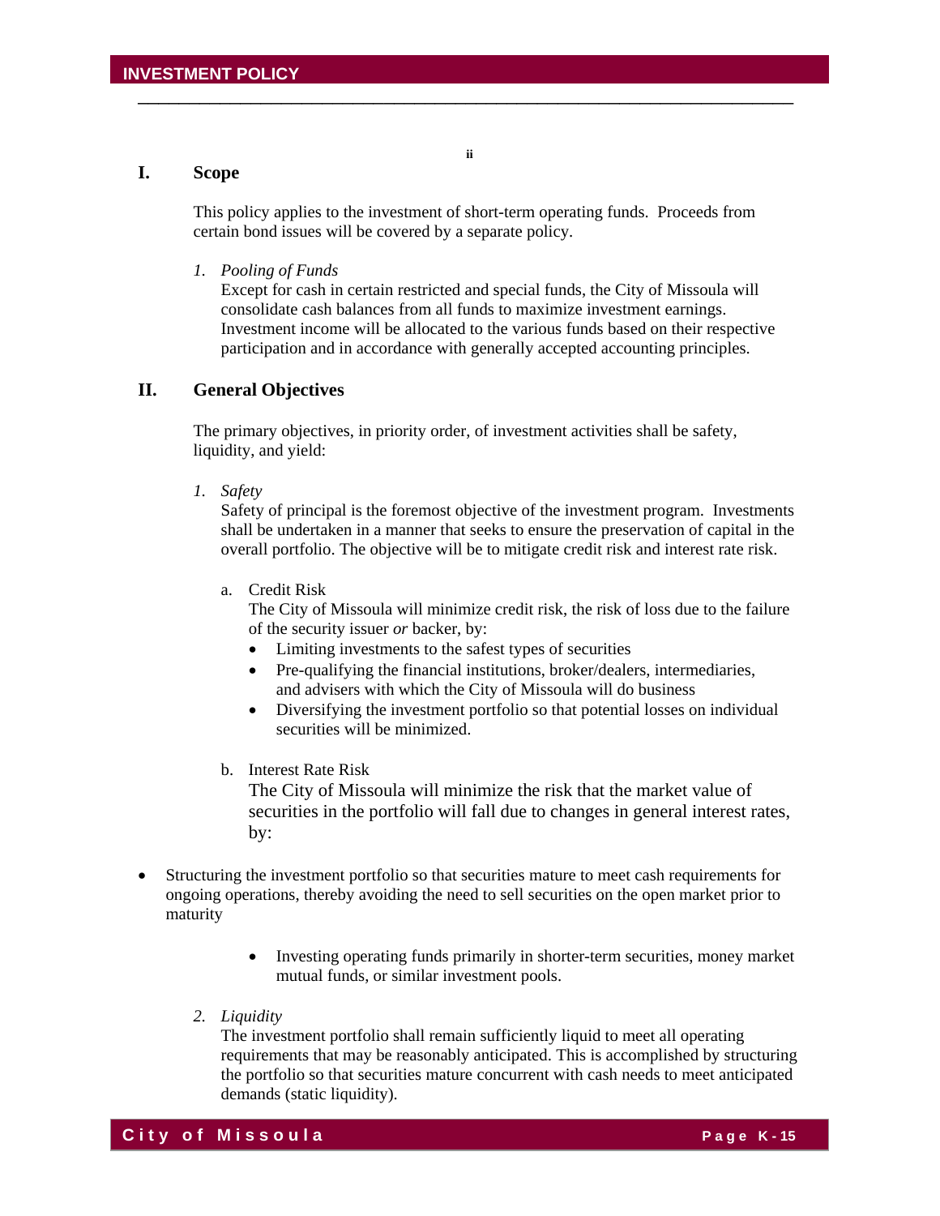ii

## I. Scope

This policy applies to the investment of short-term operating funds. Proceeds from certain bond issues will be covered by a separate policy.

1. *Pooling of Funds*
   Except for cash in certain restricted and special funds, the City of Missoula will consolidate cash balances from all funds to maximize investment earnings. Investment income will be allocated to the various funds based on their respective participation and in accordance with generally accepted accounting principles.

## II. General Objectives

The primary objectives, in priority order, of investment activities shall be safety, liquidity, and yield:

1. *Safety*
   Safety of principal is the foremost objective of the investment program. Investments shall be undertaken in a manner that seeks to ensure the preservation of capital in the overall portfolio. The objective will be to mitigate credit risk and interest rate risk.

   a. Credit Risk
      The City of Missoula will minimize credit risk, the risk of loss due to the failure of the security issuer *or* backer, by:
      - Limiting investments to the safest types of securities
      - Pre-qualifying the financial institutions, broker/dealers, intermediaries, and advisers with which the City of Missoula will do business
      - Diversifying the investment portfolio so that potential losses on individual securities will be minimized.

   b. Interest Rate Risk
      The City of Missoula will minimize the risk that the market value of securities in the portfolio will fall due to changes in general interest rates, by:

- Structuring the investment portfolio so that securities mature to meet cash requirements for ongoing operations, thereby avoiding the need to sell securities on the open market prior to maturity
  - Investing operating funds primarily in shorter-term securities, money market mutual funds, or similar investment pools.

2. *Liquidity*
   The investment portfolio shall remain sufficiently liquid to meet all operating requirements that may be reasonably anticipated. This is accomplished by structuring the portfolio so that securities mature concurrent with cash needs to meet anticipated demands (static liquidity).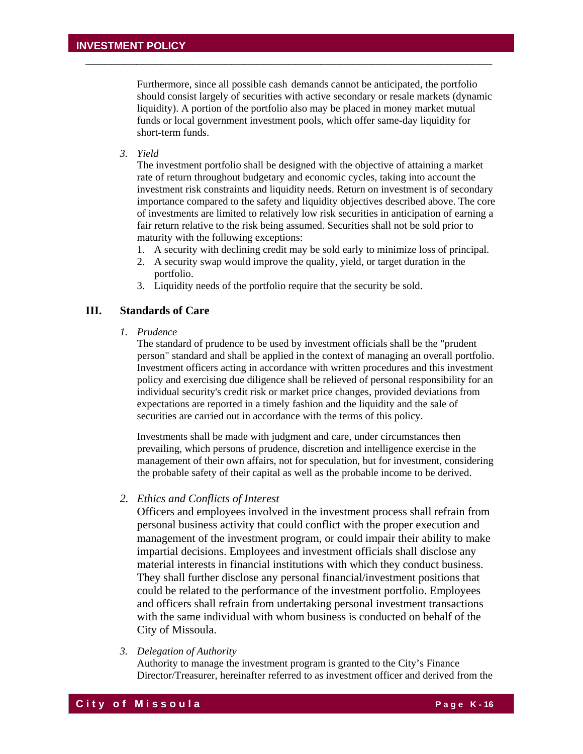Furthermore, since all possible cash demands cannot be anticipated, the portfolio should consist largely of securities with active secondary or resale markets (dynamic liquidity). A portion of the portfolio also may be placed in money market mutual funds or local government investment pools, which offer same-day liquidity for short-term funds.

3. *Yield*

   The investment portfolio shall be designed with the objective of attaining a market rate of return throughout budgetary and economic cycles, taking into account the investment risk constraints and liquidity needs. Return on investment is of secondary importance compared to the safety and liquidity objectives described above. The core of investments are limited to relatively low risk securities in anticipation of earning a fair return relative to the risk being assumed. Securities shall not be sold prior to maturity with the following exceptions:

   1. A security with declining credit may be sold early to minimize loss of principal.
   2. A security swap would improve the quality, yield, or target duration in the portfolio.
   3. Liquidity needs of the portfolio require that the security be sold.

## III. Standards of Care

1. *Prudence*

   The standard of prudence to be used by investment officials shall be the "prudent person" standard and shall be applied in the context of managing an overall portfolio. Investment officers acting in accordance with written procedures and this investment policy and exercising due diligence shall be relieved of personal responsibility for an individual security's credit risk or market price changes, provided deviations from expectations are reported in a timely fashion and the liquidity and the sale of securities are carried out in accordance with the terms of this policy.

   Investments shall be made with judgment and care, under circumstances then prevailing, which persons of prudence, discretion and intelligence exercise in the management of their own affairs, not for speculation, but for investment, considering the probable safety of their capital as well as the probable income to be derived.

2. *Ethics and Conflicts of Interest*

   Officers and employees involved in the investment process shall refrain from personal business activity that could conflict with the proper execution and management of the investment program, or could impair their ability to make impartial decisions. Employees and investment officials shall disclose any material interests in financial institutions with which they conduct business. They shall further disclose any personal financial/investment positions that could be related to the performance of the investment portfolio. Employees and officers shall refrain from undertaking personal investment transactions with the same individual with whom business is conducted on behalf of the City of Missoula.

3. *Delegation of Authority*

   Authority to manage the investment program is granted to the City's Finance Director/Treasurer, hereinafter referred to as investment officer and derived from the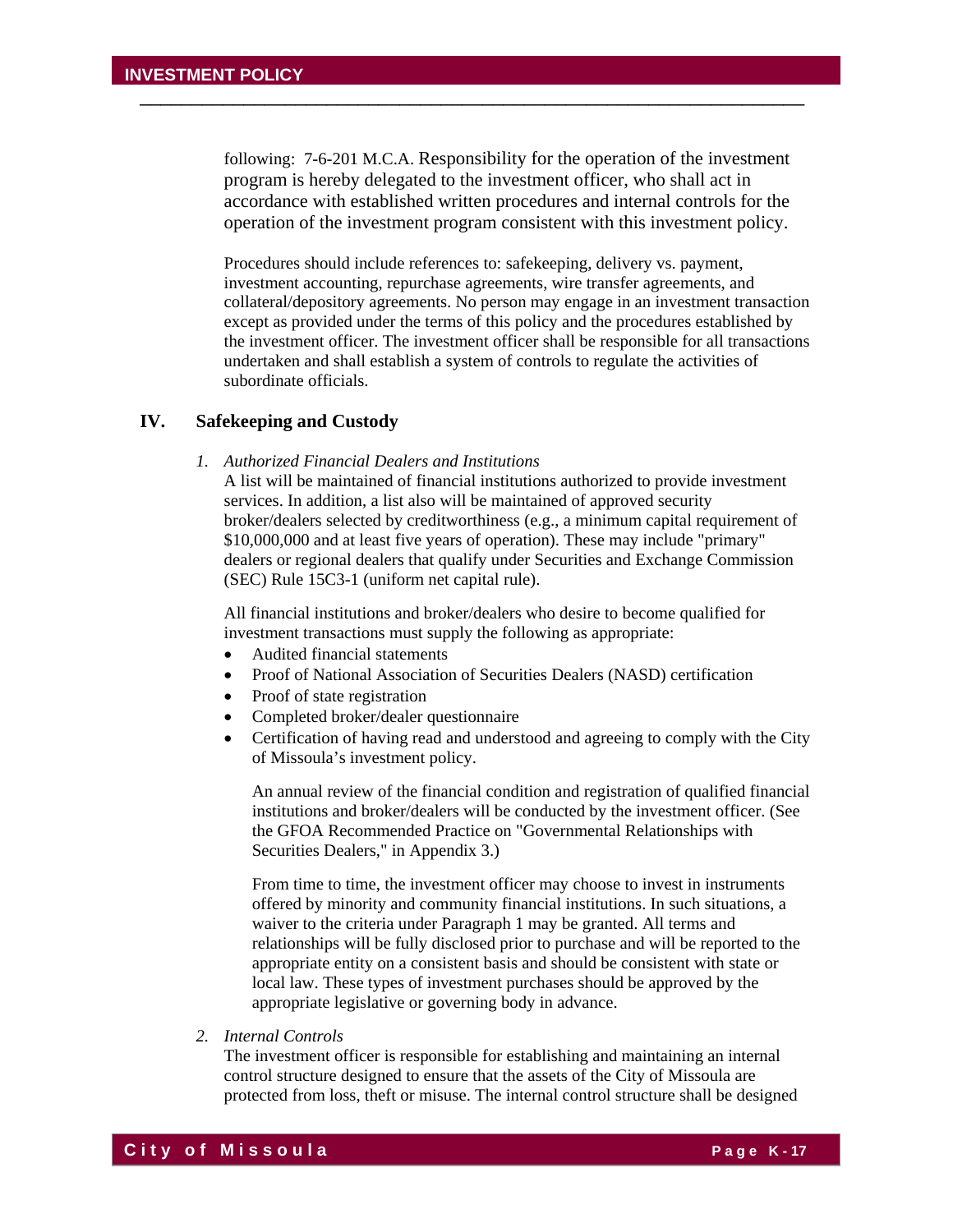following: 7-6-201 M.C.A. Responsibility for the operation of the investment program is hereby delegated to the investment officer, who shall act in accordance with established written procedures and internal controls for the operation of the investment program consistent with this investment policy.

Procedures should include references to: safekeeping, delivery vs. payment, investment accounting, repurchase agreements, wire transfer agreements, and collateral/depository agreements. No person may engage in an investment transaction except as provided under the terms of this policy and the procedures established by the investment officer. The investment officer shall be responsible for all transactions undertaken and shall establish a system of controls to regulate the activities of subordinate officials.

## IV. Safekeeping and Custody

1. *Authorized Financial Dealers and Institutions*

   A list will be maintained of financial institutions authorized to provide investment services. In addition, a list also will be maintained of approved security broker/dealers selected by creditworthiness (e.g., a minimum capital requirement of $10,000,000 and at least five years of operation). These may include "primary" dealers or regional dealers that qualify under Securities and Exchange Commission (SEC) Rule 15C3-1 (uniform net capital rule).

   All financial institutions and broker/dealers who desire to become qualified for investment transactions must supply the following as appropriate:

   - Audited financial statements
   - Proof of National Association of Securities Dealers (NASD) certification
   - Proof of state registration
   - Completed broker/dealer questionnaire
   - Certification of having read and understood and agreeing to comply with the City of Missoula's investment policy.

   An annual review of the financial condition and registration of qualified financial institutions and broker/dealers will be conducted by the investment officer. (See the GFOA Recommended Practice on "Governmental Relationships with Securities Dealers," in Appendix 3.)

   From time to time, the investment officer may choose to invest in instruments offered by minority and community financial institutions. In such situations, a waiver to the criteria under Paragraph 1 may be granted. All terms and relationships will be fully disclosed prior to purchase and will be reported to the appropriate entity on a consistent basis and should be consistent with state or local law. These types of investment purchases should be approved by the appropriate legislative or governing body in advance.

2. *Internal Controls*

   The investment officer is responsible for establishing and maintaining an internal control structure designed to ensure that the assets of the City of Missoula are protected from loss, theft or misuse. The internal control structure shall be designed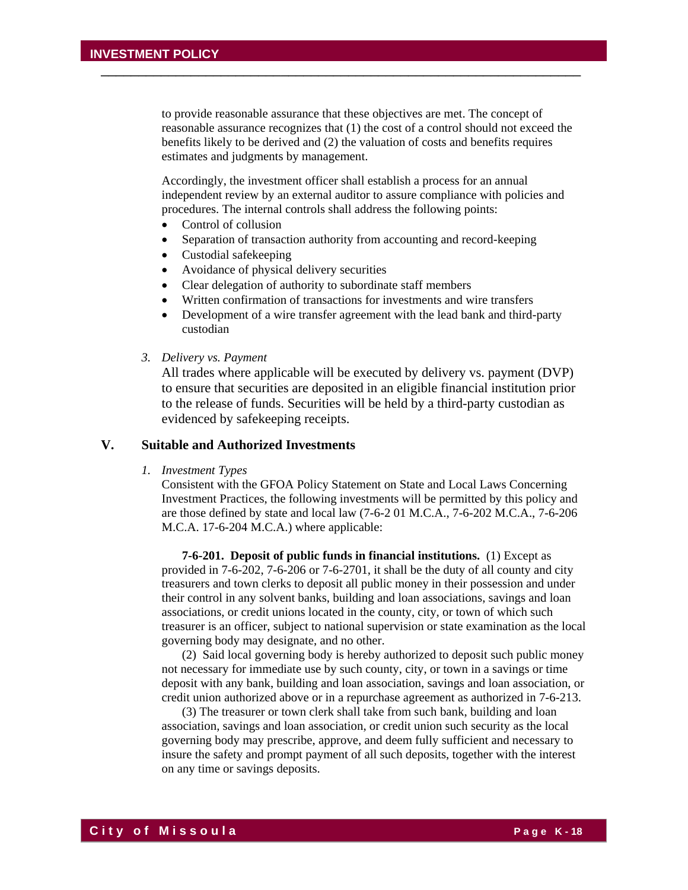to provide reasonable assurance that these objectives are met. The concept of reasonable assurance recognizes that (1) the cost of a control should not exceed the benefits likely to be derived and (2) the valuation of costs and benefits requires estimates and judgments by management.

Accordingly, the investment officer shall establish a process for an annual independent review by an external auditor to assure compliance with policies and procedures. The internal controls shall address the following points:

- Control of collusion
- Separation of transaction authority from accounting and record-keeping
- Custodial safekeeping
- Avoidance of physical delivery securities
- Clear delegation of authority to subordinate staff members
- Written confirmation of transactions for investments and wire transfers
- Development of a wire transfer agreement with the lead bank and third-party custodian

3. *Delivery vs. Payment*

All trades where applicable will be executed by delivery vs. payment (DVP) to ensure that securities are deposited in an eligible financial institution prior to the release of funds. Securities will be held by a third-party custodian as evidenced by safekeeping receipts.

## V. Suitable and Authorized Investments

1. *Investment Types*

Consistent with the GFOA Policy Statement on State and Local Laws Concerning Investment Practices, the following investments will be permitted by this policy and are those defined by state and local law (7-6-2 01 M.C.A., 7-6-202 M.C.A., 7-6-206 M.C.A. 17-6-204 M.C.A.) where applicable:

**7-6-201. Deposit of public funds in financial institutions.** (1) Except as provided in 7-6-202, 7-6-206 or 7-6-2701, it shall be the duty of all county and city treasurers and town clerks to deposit all public money in their possession and under their control in any solvent banks, building and loan associations, savings and loan associations, or credit unions located in the county, city, or town of which such treasurer is an officer, subject to national supervision or state examination as the local governing body may designate, and no other.

(2) Said local governing body is hereby authorized to deposit such public money not necessary for immediate use by such county, city, or town in a savings or time deposit with any bank, building and loan association, savings and loan association, or credit union authorized above or in a repurchase agreement as authorized in 7-6-213.

(3) The treasurer or town clerk shall take from such bank, building and loan association, savings and loan association, or credit union such security as the local governing body may prescribe, approve, and deem fully sufficient and necessary to insure the safety and prompt payment of all such deposits, together with the interest on any time or savings deposits.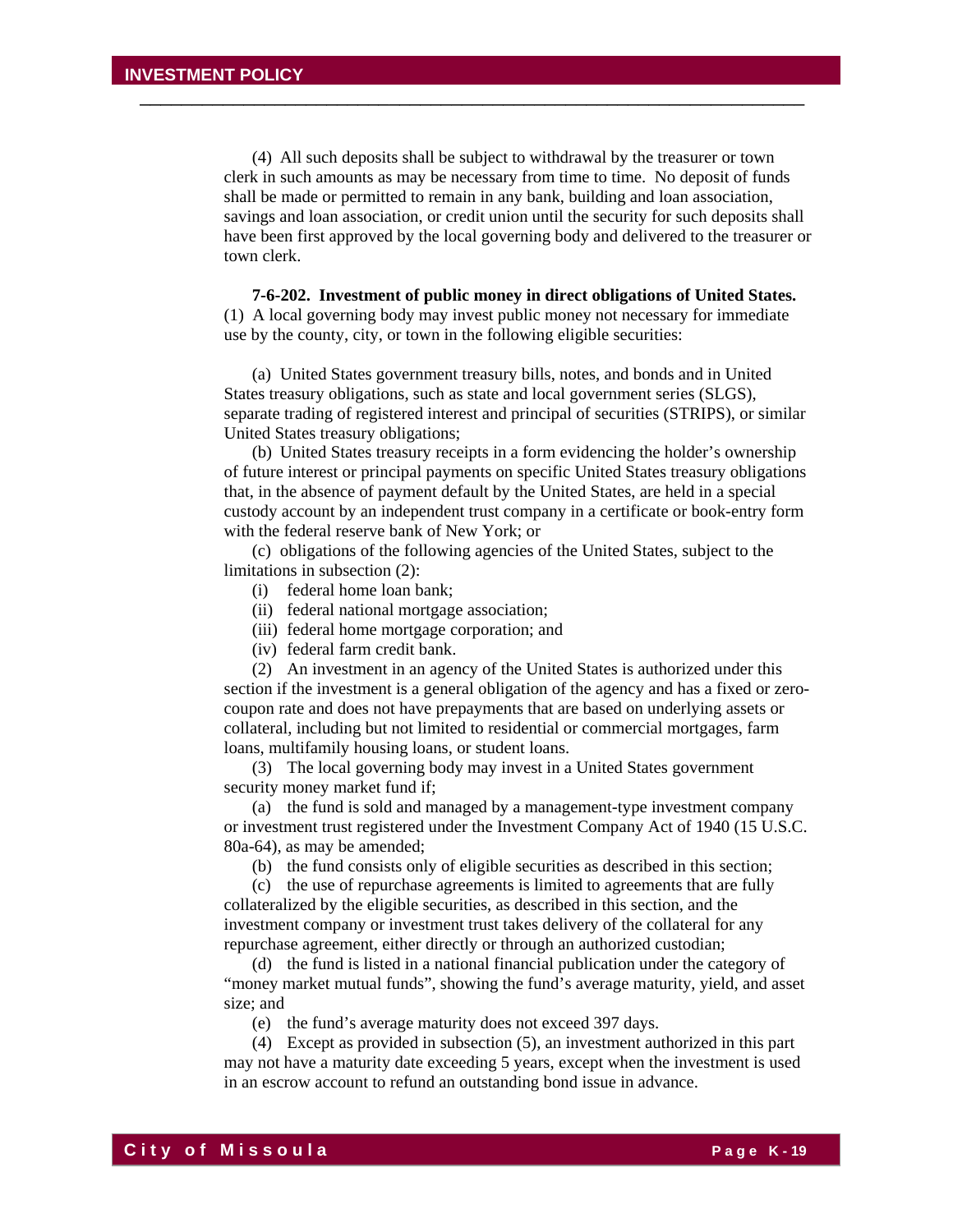(4) All such deposits shall be subject to withdrawal by the treasurer or town clerk in such amounts as may be necessary from time to time. No deposit of funds shall be made or permitted to remain in any bank, building and loan association, savings and loan association, or credit union until the security for such deposits shall have been first approved by the local governing body and delivered to the treasurer or town clerk.

**7-6-202. Investment of public money in direct obligations of United States.** (1) A local governing body may invest public money not necessary for immediate use by the county, city, or town in the following eligible securities:

(a) United States government treasury bills, notes, and bonds and in United States treasury obligations, such as state and local government series (SLGS), separate trading of registered interest and principal of securities (STRIPS), or similar United States treasury obligations;

(b) United States treasury receipts in a form evidencing the holder's ownership of future interest or principal payments on specific United States treasury obligations that, in the absence of payment default by the United States, are held in a special custody account by an independent trust company in a certificate or book-entry form with the federal reserve bank of New York; or

(c) obligations of the following agencies of the United States, subject to the limitations in subsection (2):

(i) federal home loan bank;

(ii) federal national mortgage association;

(iii) federal home mortgage corporation; and

(iv) federal farm credit bank.

(2) An investment in an agency of the United States is authorized under this section if the investment is a general obligation of the agency and has a fixed or zero-coupon rate and does not have prepayments that are based on underlying assets or collateral, including but not limited to residential or commercial mortgages, farm loans, multifamily housing loans, or student loans.

(3) The local governing body may invest in a United States government security money market fund if;

(a) the fund is sold and managed by a management-type investment company or investment trust registered under the Investment Company Act of 1940 (15 U.S.C. 80a-64), as may be amended;

(b) the fund consists only of eligible securities as described in this section;

(c) the use of repurchase agreements is limited to agreements that are fully collateralized by the eligible securities, as described in this section, and the investment company or investment trust takes delivery of the collateral for any repurchase agreement, either directly or through an authorized custodian;

(d) the fund is listed in a national financial publication under the category of "money market mutual funds", showing the fund's average maturity, yield, and asset size; and

(e) the fund's average maturity does not exceed 397 days.

(4) Except as provided in subsection (5), an investment authorized in this part may not have a maturity date exceeding 5 years, except when the investment is used in an escrow account to refund an outstanding bond issue in advance.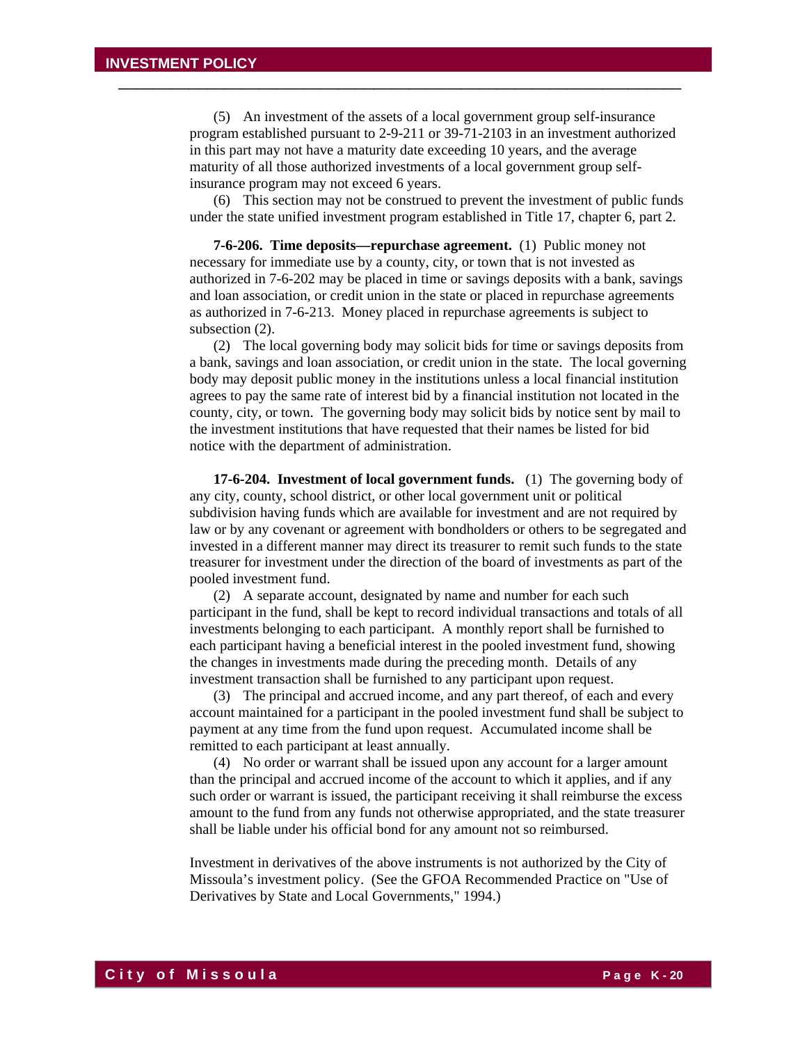(5) An investment of the assets of a local government group self-insurance program established pursuant to 2-9-211 or 39-71-2103 in an investment authorized in this part may not have a maturity date exceeding 10 years, and the average maturity of all those authorized investments of a local government group self-insurance program may not exceed 6 years.

(6) This section may not be construed to prevent the investment of public funds under the state unified investment program established in Title 17, chapter 6, part 2.

**7-6-206. Time deposits—repurchase agreement.** (1) Public money not necessary for immediate use by a county, city, or town that is not invested as authorized in 7-6-202 may be placed in time or savings deposits with a bank, savings and loan association, or credit union in the state or placed in repurchase agreements as authorized in 7-6-213. Money placed in repurchase agreements is subject to subsection (2).

(2) The local governing body may solicit bids for time or savings deposits from a bank, savings and loan association, or credit union in the state. The local governing body may deposit public money in the institutions unless a local financial institution agrees to pay the same rate of interest bid by a financial institution not located in the county, city, or town. The governing body may solicit bids by notice sent by mail to the investment institutions that have requested that their names be listed for bid notice with the department of administration.

**17-6-204. Investment of local government funds.** (1) The governing body of any city, county, school district, or other local government unit or political subdivision having funds which are available for investment and are not required by law or by any covenant or agreement with bondholders or others to be segregated and invested in a different manner may direct its treasurer to remit such funds to the state treasurer for investment under the direction of the board of investments as part of the pooled investment fund.

(2) A separate account, designated by name and number for each such participant in the fund, shall be kept to record individual transactions and totals of all investments belonging to each participant. A monthly report shall be furnished to each participant having a beneficial interest in the pooled investment fund, showing the changes in investments made during the preceding month. Details of any investment transaction shall be furnished to any participant upon request.

(3) The principal and accrued income, and any part thereof, of each and every account maintained for a participant in the pooled investment fund shall be subject to payment at any time from the fund upon request. Accumulated income shall be remitted to each participant at least annually.

(4) No order or warrant shall be issued upon any account for a larger amount than the principal and accrued income of the account to which it applies, and if any such order or warrant is issued, the participant receiving it shall reimburse the excess amount to the fund from any funds not otherwise appropriated, and the state treasurer shall be liable under his official bond for any amount not so reimbursed.

Investment in derivatives of the above instruments is not authorized by the City of Missoula's investment policy. (See the GFOA Recommended Practice on "Use of Derivatives by State and Local Governments," 1994.)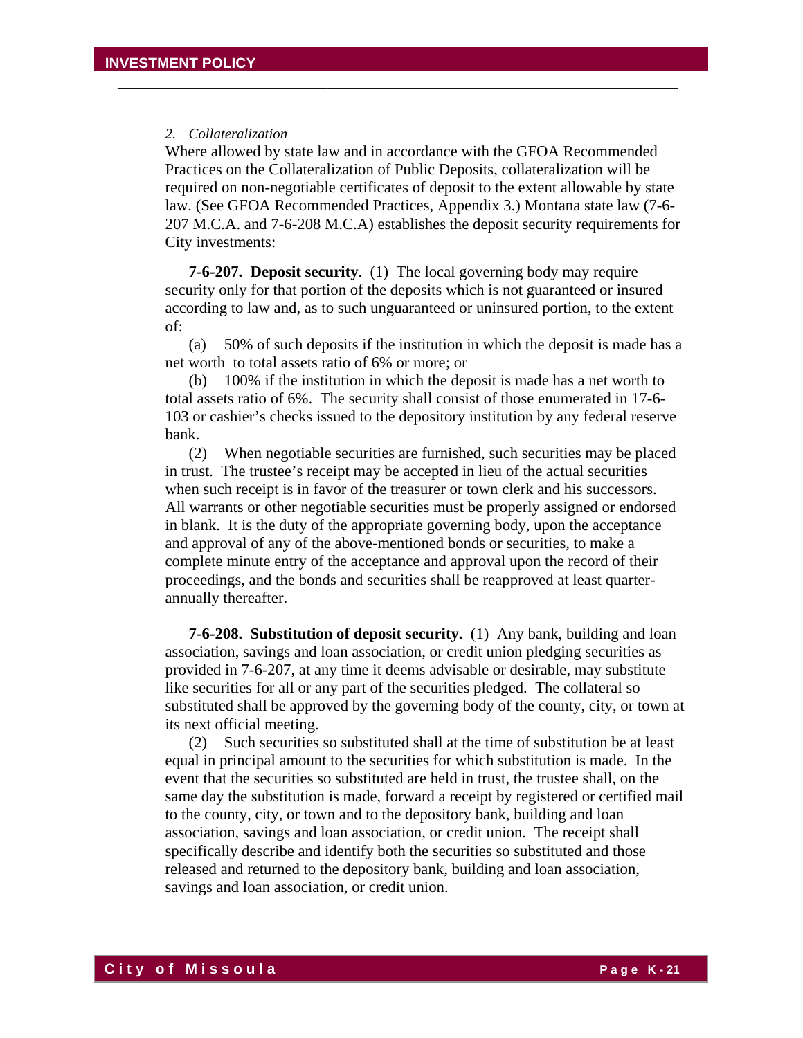*2. Collateralization*

Where allowed by state law and in accordance with the GFOA Recommended Practices on the Collateralization of Public Deposits, collateralization will be required on non-negotiable certificates of deposit to the extent allowable by state law. (See GFOA Recommended Practices, Appendix 3.) Montana state law (7-6-207 M.C.A. and 7-6-208 M.C.A) establishes the deposit security requirements for City investments:

**7-6-207. Deposit security**. (1) The local governing body may require security only for that portion of the deposits which is not guaranteed or insured according to law and, as to such unguaranteed or uninsured portion, to the extent of:

(a) 50% of such deposits if the institution in which the deposit is made has a net worth to total assets ratio of 6% or more; or

(b) 100% if the institution in which the deposit is made has a net worth to total assets ratio of 6%. The security shall consist of those enumerated in 17-6-103 or cashier's checks issued to the depository institution by any federal reserve bank.

(2) When negotiable securities are furnished, such securities may be placed in trust. The trustee's receipt may be accepted in lieu of the actual securities when such receipt is in favor of the treasurer or town clerk and his successors. All warrants or other negotiable securities must be properly assigned or endorsed in blank. It is the duty of the appropriate governing body, upon the acceptance and approval of any of the above-mentioned bonds or securities, to make a complete minute entry of the acceptance and approval upon the record of their proceedings, and the bonds and securities shall be reapproved at least quarter-annually thereafter.

**7-6-208. Substitution of deposit security.** (1) Any bank, building and loan association, savings and loan association, or credit union pledging securities as provided in 7-6-207, at any time it deems advisable or desirable, may substitute like securities for all or any part of the securities pledged. The collateral so substituted shall be approved by the governing body of the county, city, or town at its next official meeting.

(2) Such securities so substituted shall at the time of substitution be at least equal in principal amount to the securities for which substitution is made. In the event that the securities so substituted are held in trust, the trustee shall, on the same day the substitution is made, forward a receipt by registered or certified mail to the county, city, or town and to the depository bank, building and loan association, savings and loan association, or credit union. The receipt shall specifically describe and identify both the securities so substituted and those released and returned to the depository bank, building and loan association, savings and loan association, or credit union.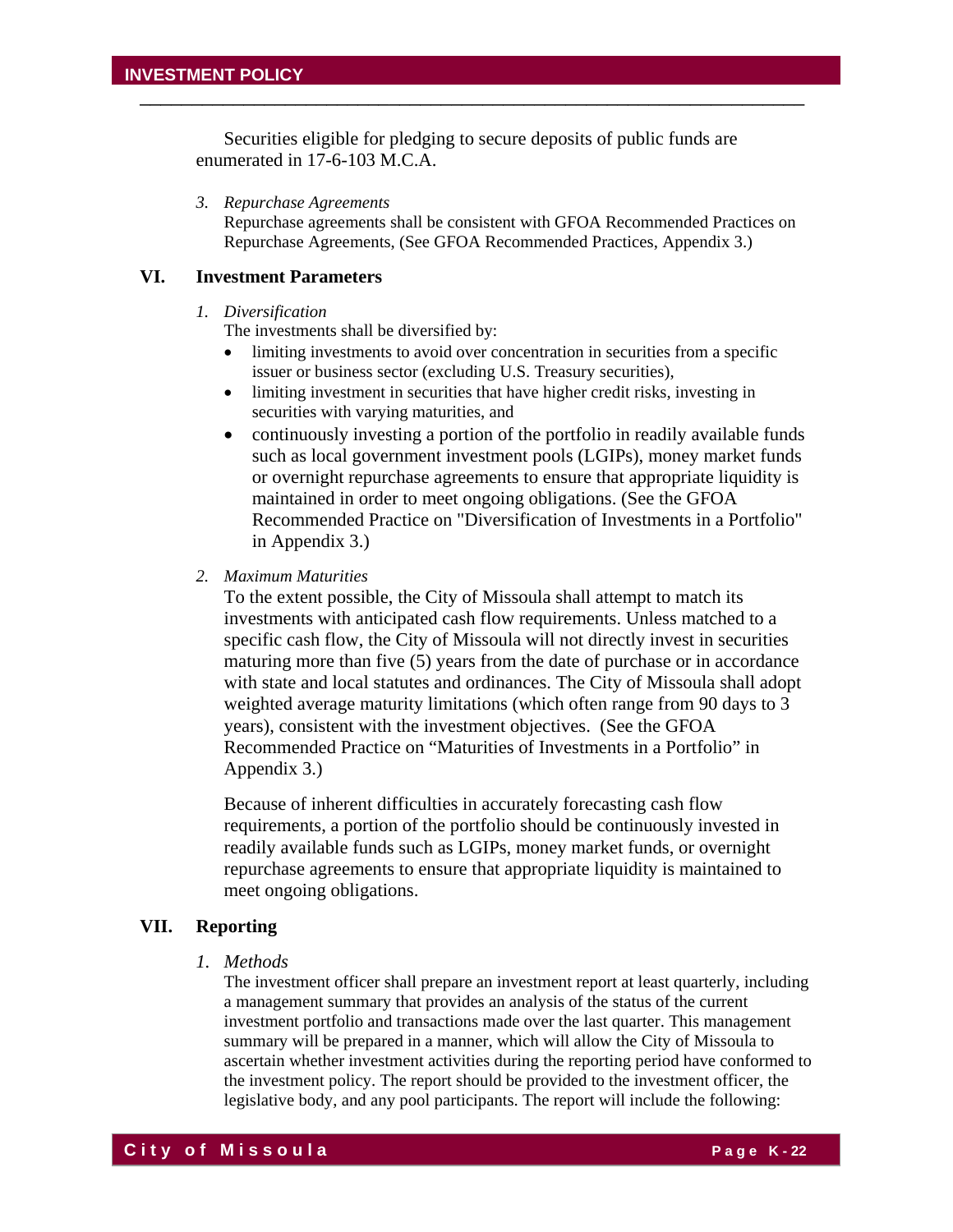Securities eligible for pledging to secure deposits of public funds are enumerated in 17-6-103 M.C.A.

3. *Repurchase Agreements*
   Repurchase agreements shall be consistent with GFOA Recommended Practices on Repurchase Agreements, (See GFOA Recommended Practices, Appendix 3.)

## VI. Investment Parameters

1. *Diversification*
   The investments shall be diversified by:
   - limiting investments to avoid over concentration in securities from a specific issuer or business sector (excluding U.S. Treasury securities),
   - limiting investment in securities that have higher credit risks, investing in securities with varying maturities, and
   - continuously investing a portion of the portfolio in readily available funds such as local government investment pools (LGIPs), money market funds or overnight repurchase agreements to ensure that appropriate liquidity is maintained in order to meet ongoing obligations. (See the GFOA Recommended Practice on "Diversification of Investments in a Portfolio" in Appendix 3.)

2. *Maximum Maturities*
   To the extent possible, the City of Missoula shall attempt to match its investments with anticipated cash flow requirements. Unless matched to a specific cash flow, the City of Missoula will not directly invest in securities maturing more than five (5) years from the date of purchase or in accordance with state and local statutes and ordinances. The City of Missoula shall adopt weighted average maturity limitations (which often range from 90 days to 3 years), consistent with the investment objectives. (See the GFOA Recommended Practice on "Maturities of Investments in a Portfolio" in Appendix 3.)

   Because of inherent difficulties in accurately forecasting cash flow requirements, a portion of the portfolio should be continuously invested in readily available funds such as LGIPs, money market funds, or overnight repurchase agreements to ensure that appropriate liquidity is maintained to meet ongoing obligations.

## VII. Reporting

1. *Methods*
   The investment officer shall prepare an investment report at least quarterly, including a management summary that provides an analysis of the status of the current investment portfolio and transactions made over the last quarter. This management summary will be prepared in a manner, which will allow the City of Missoula to ascertain whether investment activities during the reporting period have conformed to the investment policy. The report should be provided to the investment officer, the legislative body, and any pool participants. The report will include the following: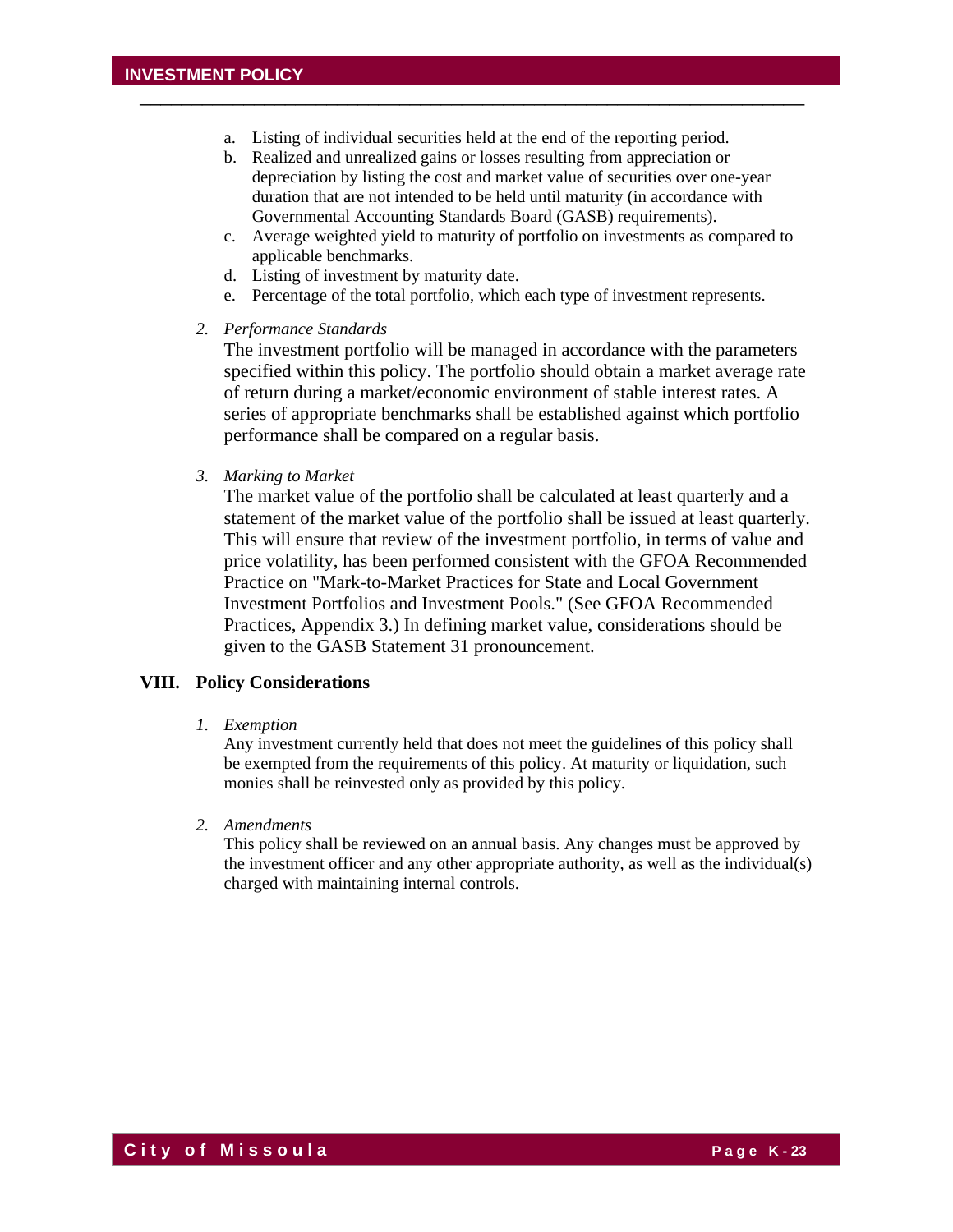a. Listing of individual securities held at the end of the reporting period.
b. Realized and unrealized gains or losses resulting from appreciation or depreciation by listing the cost and market value of securities over one-year duration that are not intended to be held until maturity (in accordance with Governmental Accounting Standards Board (GASB) requirements).
c. Average weighted yield to maturity of portfolio on investments as compared to applicable benchmarks.
d. Listing of investment by maturity date.
e. Percentage of the total portfolio, which each type of investment represents.

2. *Performance Standards*

   The investment portfolio will be managed in accordance with the parameters specified within this policy. The portfolio should obtain a market average rate of return during a market/economic environment of stable interest rates. A series of appropriate benchmarks shall be established against which portfolio performance shall be compared on a regular basis.

3. *Marking to Market*

   The market value of the portfolio shall be calculated at least quarterly and a statement of the market value of the portfolio shall be issued at least quarterly. This will ensure that review of the investment portfolio, in terms of value and price volatility, has been performed consistent with the GFOA Recommended Practice on "Mark-to-Market Practices for State and Local Government Investment Portfolios and Investment Pools." (See GFOA Recommended Practices, Appendix 3.) In defining market value, considerations should be given to the GASB Statement 31 pronouncement.

## VIII. Policy Considerations

1. *Exemption*

   Any investment currently held that does not meet the guidelines of this policy shall be exempted from the requirements of this policy. At maturity or liquidation, such monies shall be reinvested only as provided by this policy.

2. *Amendments*

   This policy shall be reviewed on an annual basis. Any changes must be approved by the investment officer and any other appropriate authority, as well as the individual(s) charged with maintaining internal controls.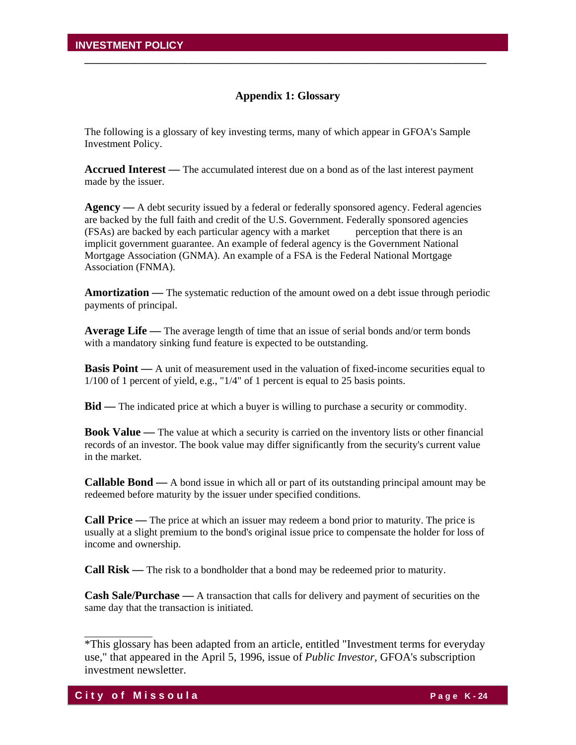## Appendix 1: Glossary

The following is a glossary of key investing terms, many of which appear in GFOA's Sample Investment Policy.

**Accrued Interest —** The accumulated interest due on a bond as of the last interest payment made by the issuer.

**Agency —** A debt security issued by a federal or federally sponsored agency. Federal agencies are backed by the full faith and credit of the U.S. Government. Federally sponsored agencies (FSAs) are backed by each particular agency with a market perception that there is an implicit government guarantee. An example of federal agency is the Government National Mortgage Association (GNMA). An example of a FSA is the Federal National Mortgage Association (FNMA).

**Amortization —** The systematic reduction of the amount owed on a debt issue through periodic payments of principal.

**Average Life —** The average length of time that an issue of serial bonds and/or term bonds with a mandatory sinking fund feature is expected to be outstanding.

**Basis Point —** A unit of measurement used in the valuation of fixed-income securities equal to 1/100 of 1 percent of yield, e.g., "1/4" of 1 percent is equal to 25 basis points.

**Bid —** The indicated price at which a buyer is willing to purchase a security or commodity.

**Book Value —** The value at which a security is carried on the inventory lists or other financial records of an investor. The book value may differ significantly from the security's current value in the market.

**Callable Bond —** A bond issue in which all or part of its outstanding principal amount may be redeemed before maturity by the issuer under specified conditions.

**Call Price —** The price at which an issuer may redeem a bond prior to maturity. The price is usually at a slight premium to the bond's original issue price to compensate the holder for loss of income and ownership.

**Call Risk —** The risk to a bondholder that a bond may be redeemed prior to maturity.

**Cash Sale/Purchase —** A transaction that calls for delivery and payment of securities on the same day that the transaction is initiated.

---

*This glossary has been adapted from an article, entitled "Investment terms for everyday use," that appeared in the April 5, 1996, issue of *Public Investor*, GFOA's subscription investment newsletter.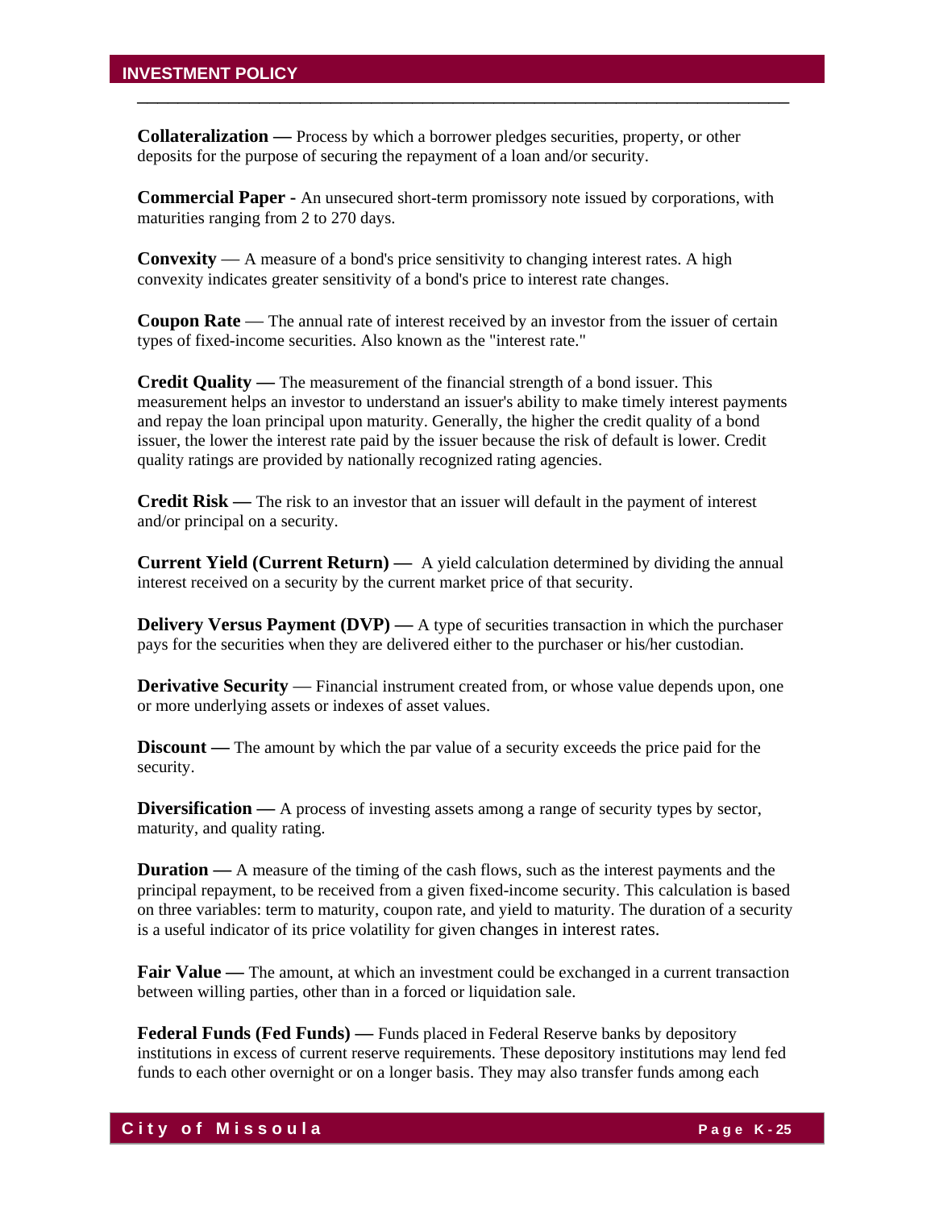**Collateralization —** Process by which a borrower pledges securities, property, or other deposits for the purpose of securing the repayment of a loan and/or security.

**Commercial Paper -** An unsecured short-term promissory note issued by corporations, with maturities ranging from 2 to 270 days.

**Convexity** — A measure of a bond's price sensitivity to changing interest rates. A high convexity indicates greater sensitivity of a bond's price to interest rate changes.

**Coupon Rate** — The annual rate of interest received by an investor from the issuer of certain types of fixed-income securities. Also known as the "interest rate."

**Credit Quality —** The measurement of the financial strength of a bond issuer. This measurement helps an investor to understand an issuer's ability to make timely interest payments and repay the loan principal upon maturity. Generally, the higher the credit quality of a bond issuer, the lower the interest rate paid by the issuer because the risk of default is lower. Credit quality ratings are provided by nationally recognized rating agencies.

**Credit Risk —** The risk to an investor that an issuer will default in the payment of interest and/or principal on a security.

**Current Yield (Current Return) —** A yield calculation determined by dividing the annual interest received on a security by the current market price of that security.

**Delivery Versus Payment (DVP) —** A type of securities transaction in which the purchaser pays for the securities when they are delivered either to the purchaser or his/her custodian.

**Derivative Security** — Financial instrument created from, or whose value depends upon, one or more underlying assets or indexes of asset values.

**Discount —** The amount by which the par value of a security exceeds the price paid for the security.

**Diversification —** A process of investing assets among a range of security types by sector, maturity, and quality rating.

**Duration —** A measure of the timing of the cash flows, such as the interest payments and the principal repayment, to be received from a given fixed-income security. This calculation is based on three variables: term to maturity, coupon rate, and yield to maturity. The duration of a security is a useful indicator of its price volatility for given changes in interest rates.

**Fair Value —** The amount, at which an investment could be exchanged in a current transaction between willing parties, other than in a forced or liquidation sale.

**Federal Funds (Fed Funds) —** Funds placed in Federal Reserve banks by depository institutions in excess of current reserve requirements. These depository institutions may lend fed funds to each other overnight or on a longer basis. They may also transfer funds among each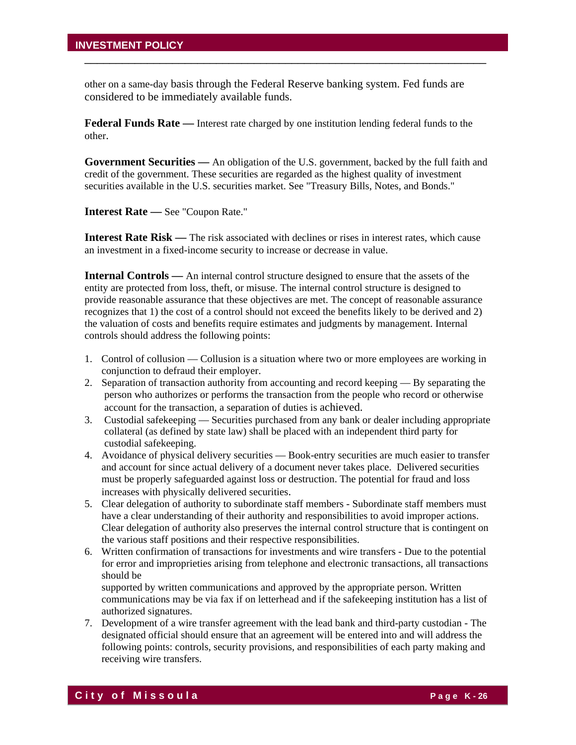other on a same-day basis through the Federal Reserve banking system. Fed funds are considered to be immediately available funds.

**Federal Funds Rate —** Interest rate charged by one institution lending federal funds to the other.

**Government Securities —** An obligation of the U.S. government, backed by the full faith and credit of the government. These securities are regarded as the highest quality of investment securities available in the U.S. securities market. See "Treasury Bills, Notes, and Bonds."

**Interest Rate —** See "Coupon Rate."

**Interest Rate Risk —** The risk associated with declines or rises in interest rates, which cause an investment in a fixed-income security to increase or decrease in value.

**Internal Controls —** An internal control structure designed to ensure that the assets of the entity are protected from loss, theft, or misuse. The internal control structure is designed to provide reasonable assurance that these objectives are met. The concept of reasonable assurance recognizes that 1) the cost of a control should not exceed the benefits likely to be derived and 2) the valuation of costs and benefits require estimates and judgments by management. Internal controls should address the following points:

1. Control of collusion — Collusion is a situation where two or more employees are working in conjunction to defraud their employer.
2. Separation of transaction authority from accounting and record keeping — By separating the person who authorizes or performs the transaction from the people who record or otherwise account for the transaction, a separation of duties is achieved.
3. Custodial safekeeping — Securities purchased from any bank or dealer including appropriate collateral (as defined by state law) shall be placed with an independent third party for custodial safekeeping.
4. Avoidance of physical delivery securities — Book-entry securities are much easier to transfer and account for since actual delivery of a document never takes place. Delivered securities must be properly safeguarded against loss or destruction. The potential for fraud and loss increases with physically delivered securities.
5. Clear delegation of authority to subordinate staff members - Subordinate staff members must have a clear understanding of their authority and responsibilities to avoid improper actions. Clear delegation of authority also preserves the internal control structure that is contingent on the various staff positions and their respective responsibilities.
6. Written confirmation of transactions for investments and wire transfers - Due to the potential for error and improprieties arising from telephone and electronic transactions, all transactions should be supported by written communications and approved by the appropriate person. Written communications may be via fax if on letterhead and if the safekeeping institution has a list of authorized signatures.
7. Development of a wire transfer agreement with the lead bank and third-party custodian - The designated official should ensure that an agreement will be entered into and will address the following points: controls, security provisions, and responsibilities of each party making and receiving wire transfers.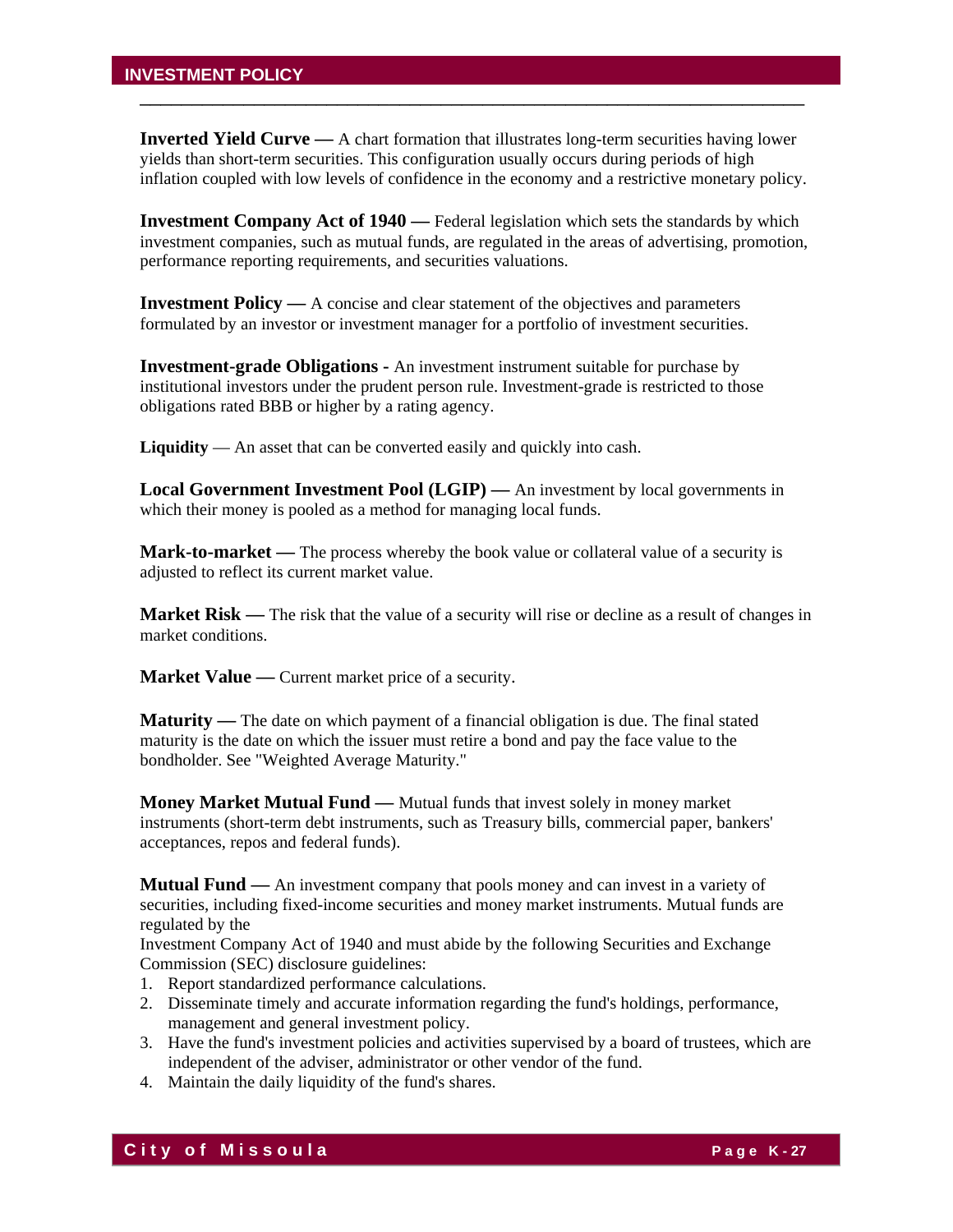**Inverted Yield Curve —** A chart formation that illustrates long-term securities having lower yields than short-term securities. This configuration usually occurs during periods of high inflation coupled with low levels of confidence in the economy and a restrictive monetary policy.

**Investment Company Act of 1940 —** Federal legislation which sets the standards by which investment companies, such as mutual funds, are regulated in the areas of advertising, promotion, performance reporting requirements, and securities valuations.

**Investment Policy —** A concise and clear statement of the objectives and parameters formulated by an investor or investment manager for a portfolio of investment securities.

**Investment-grade Obligations -** An investment instrument suitable for purchase by institutional investors under the prudent person rule. Investment-grade is restricted to those obligations rated BBB or higher by a rating agency.

**Liquidity** — An asset that can be converted easily and quickly into cash.

**Local Government Investment Pool (LGIP) —** An investment by local governments in which their money is pooled as a method for managing local funds.

**Mark-to-market —** The process whereby the book value or collateral value of a security is adjusted to reflect its current market value.

**Market Risk —** The risk that the value of a security will rise or decline as a result of changes in market conditions.

**Market Value —** Current market price of a security.

**Maturity —** The date on which payment of a financial obligation is due. The final stated maturity is the date on which the issuer must retire a bond and pay the face value to the bondholder. See "Weighted Average Maturity."

**Money Market Mutual Fund —** Mutual funds that invest solely in money market instruments (short-term debt instruments, such as Treasury bills, commercial paper, bankers' acceptances, repos and federal funds).

**Mutual Fund —** An investment company that pools money and can invest in a variety of securities, including fixed-income securities and money market instruments. Mutual funds are regulated by the
Investment Company Act of 1940 and must abide by the following Securities and Exchange Commission (SEC) disclosure guidelines:

1. Report standardized performance calculations.
2. Disseminate timely and accurate information regarding the fund's holdings, performance, management and general investment policy.
3. Have the fund's investment policies and activities supervised by a board of trustees, which are independent of the adviser, administrator or other vendor of the fund.
4. Maintain the daily liquidity of the fund's shares.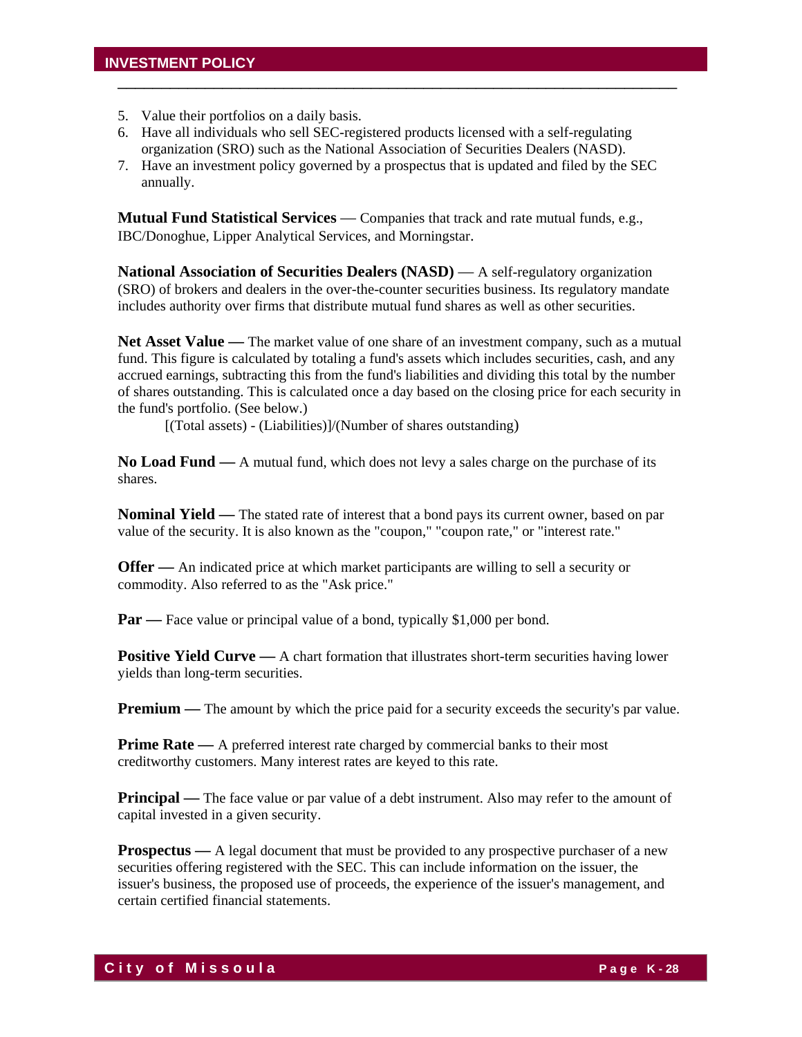5. Value their portfolios on a daily basis.
6. Have all individuals who sell SEC-registered products licensed with a self-regulating organization (SRO) such as the National Association of Securities Dealers (NASD).
7. Have an investment policy governed by a prospectus that is updated and filed by the SEC annually.

**Mutual Fund Statistical Services** — Companies that track and rate mutual funds, e.g., IBC/Donoghue, Lipper Analytical Services, and Morningstar.

**National Association of Securities Dealers (NASD)** — A self-regulatory organization (SRO) of brokers and dealers in the over-the-counter securities business. Its regulatory mandate includes authority over firms that distribute mutual fund shares as well as other securities.

**Net Asset Value —** The market value of one share of an investment company, such as a mutual fund. This figure is calculated by totaling a fund's assets which includes securities, cash, and any accrued earnings, subtracting this from the fund's liabilities and dividing this total by the number of shares outstanding. This is calculated once a day based on the closing price for each security in the fund's portfolio. (See below.)

[(Total assets) - (Liabilities)]/(Number of shares outstanding)

**No Load Fund —** A mutual fund, which does not levy a sales charge on the purchase of its shares.

**Nominal Yield —** The stated rate of interest that a bond pays its current owner, based on par value of the security. It is also known as the "coupon," "coupon rate," or "interest rate."

**Offer —** An indicated price at which market participants are willing to sell a security or commodity. Also referred to as the "Ask price."

**Par —** Face value or principal value of a bond, typically $1,000 per bond.

**Positive Yield Curve —** A chart formation that illustrates short-term securities having lower yields than long-term securities.

**Premium —** The amount by which the price paid for a security exceeds the security's par value.

**Prime Rate —** A preferred interest rate charged by commercial banks to their most creditworthy customers. Many interest rates are keyed to this rate.

**Principal —** The face value or par value of a debt instrument. Also may refer to the amount of capital invested in a given security.

**Prospectus —** A legal document that must be provided to any prospective purchaser of a new securities offering registered with the SEC. This can include information on the issuer, the issuer's business, the proposed use of proceeds, the experience of the issuer's management, and certain certified financial statements.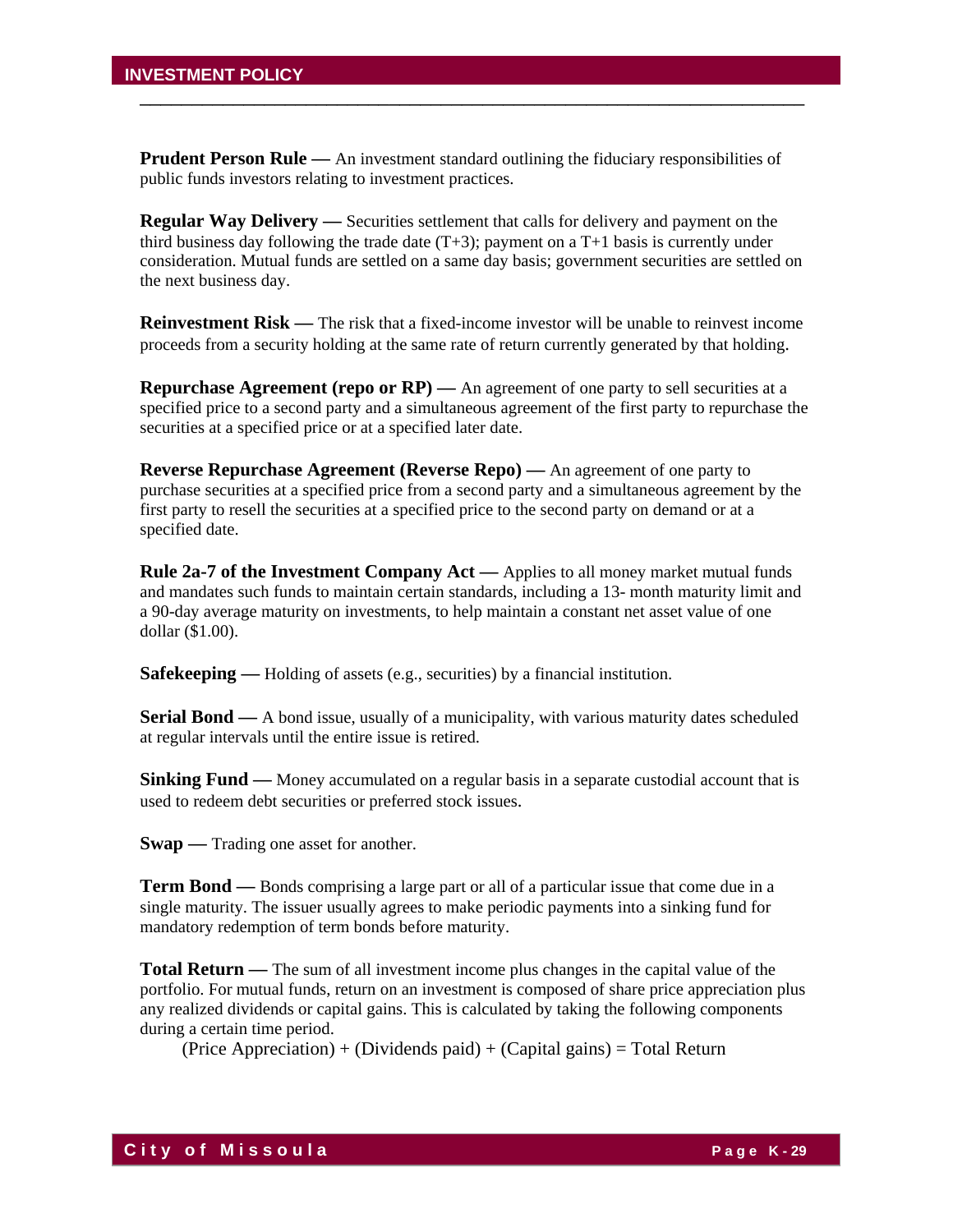**Prudent Person Rule —** An investment standard outlining the fiduciary responsibilities of public funds investors relating to investment practices.

**Regular Way Delivery —** Securities settlement that calls for delivery and payment on the third business day following the trade date (T+3); payment on a T+1 basis is currently under consideration. Mutual funds are settled on a same day basis; government securities are settled on the next business day.

**Reinvestment Risk —** The risk that a fixed-income investor will be unable to reinvest income proceeds from a security holding at the same rate of return currently generated by that holding.

**Repurchase Agreement (repo or RP) —** An agreement of one party to sell securities at a specified price to a second party and a simultaneous agreement of the first party to repurchase the securities at a specified price or at a specified later date.

**Reverse Repurchase Agreement (Reverse Repo) —** An agreement of one party to purchase securities at a specified price from a second party and a simultaneous agreement by the first party to resell the securities at a specified price to the second party on demand or at a specified date.

**Rule 2a-7 of the Investment Company Act —** Applies to all money market mutual funds and mandates such funds to maintain certain standards, including a 13- month maturity limit and a 90-day average maturity on investments, to help maintain a constant net asset value of one dollar ($1.00).

**Safekeeping —** Holding of assets (e.g., securities) by a financial institution.

**Serial Bond —** A bond issue, usually of a municipality, with various maturity dates scheduled at regular intervals until the entire issue is retired.

**Sinking Fund —** Money accumulated on a regular basis in a separate custodial account that is used to redeem debt securities or preferred stock issues.

**Swap —** Trading one asset for another.

**Term Bond —** Bonds comprising a large part or all of a particular issue that come due in a single maturity. The issuer usually agrees to make periodic payments into a sinking fund for mandatory redemption of term bonds before maturity.

**Total Return —** The sum of all investment income plus changes in the capital value of the portfolio. For mutual funds, return on an investment is composed of share price appreciation plus any realized dividends or capital gains. This is calculated by taking the following components during a certain time period.

(Price Appreciation) + (Dividends paid) + (Capital gains) = Total Return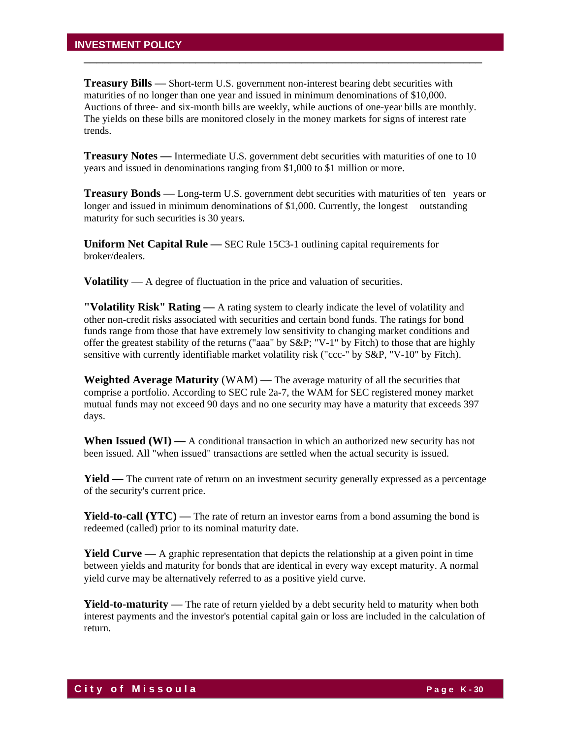**Treasury Bills —** Short-term U.S. government non-interest bearing debt securities with maturities of no longer than one year and issued in minimum denominations of $10,000. Auctions of three- and six-month bills are weekly, while auctions of one-year bills are monthly. The yields on these bills are monitored closely in the money markets for signs of interest rate trends.

**Treasury Notes —** Intermediate U.S. government debt securities with maturities of one to 10 years and issued in denominations ranging from $1,000 to $1 million or more.

**Treasury Bonds —** Long-term U.S. government debt securities with maturities of ten years or longer and issued in minimum denominations of $1,000. Currently, the longest outstanding maturity for such securities is 30 years.

**Uniform Net Capital Rule —** SEC Rule 15C3-1 outlining capital requirements for broker/dealers.

**Volatility** — A degree of fluctuation in the price and valuation of securities.

**"Volatility Risk" Rating —** A rating system to clearly indicate the level of volatility and other non-credit risks associated with securities and certain bond funds. The ratings for bond funds range from those that have extremely low sensitivity to changing market conditions and offer the greatest stability of the returns ("aaa" by S&P; "V-1" by Fitch) to those that are highly sensitive with currently identifiable market volatility risk ("ccc-" by S&P, "V-10" by Fitch).

**Weighted Average Maturity** (WAM) — The average maturity of all the securities that comprise a portfolio. According to SEC rule 2a-7, the WAM for SEC registered money market mutual funds may not exceed 90 days and no one security may have a maturity that exceeds 397 days.

**When Issued (WI) —** A conditional transaction in which an authorized new security has not been issued. All "when issued" transactions are settled when the actual security is issued.

**Yield —** The current rate of return on an investment security generally expressed as a percentage of the security's current price.

**Yield-to-call (YTC) —** The rate of return an investor earns from a bond assuming the bond is redeemed (called) prior to its nominal maturity date.

**Yield Curve —** A graphic representation that depicts the relationship at a given point in time between yields and maturity for bonds that are identical in every way except maturity. A normal yield curve may be alternatively referred to as a positive yield curve.

**Yield-to-maturity —** The rate of return yielded by a debt security held to maturity when both interest payments and the investor's potential capital gain or loss are included in the calculation of return.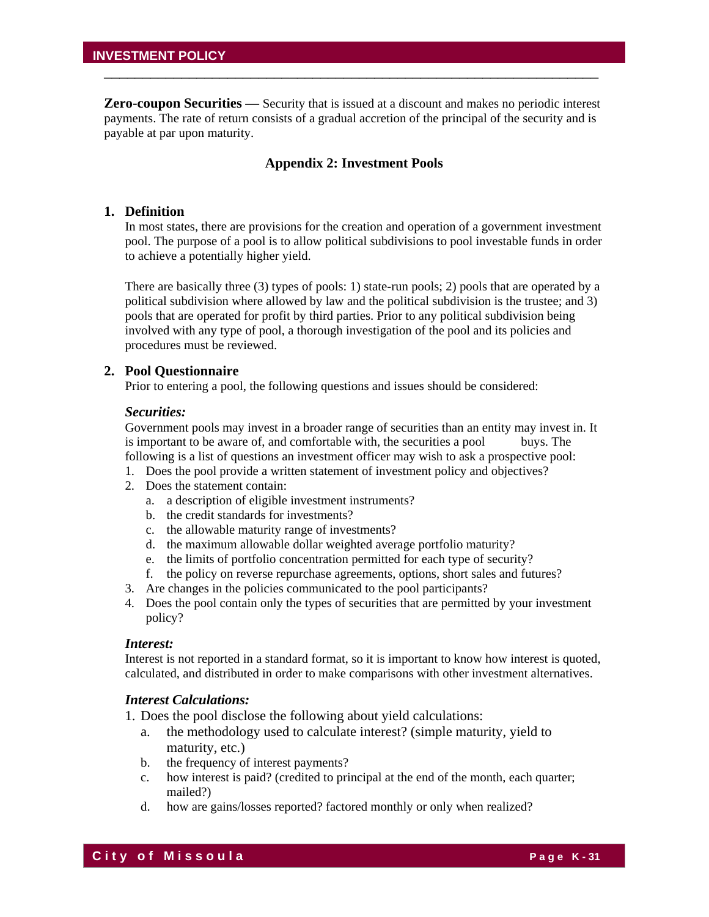**Zero-coupon Securities —** Security that is issued at a discount and makes no periodic interest payments. The rate of return consists of a gradual accretion of the principal of the security and is payable at par upon maturity.

## Appendix 2: Investment Pools

### 1. Definition

In most states, there are provisions for the creation and operation of a government investment pool. The purpose of a pool is to allow political subdivisions to pool investable funds in order to achieve a potentially higher yield.

There are basically three (3) types of pools: 1) state-run pools; 2) pools that are operated by a political subdivision where allowed by law and the political subdivision is the trustee; and 3) pools that are operated for profit by third parties. Prior to any political subdivision being involved with any type of pool, a thorough investigation of the pool and its policies and procedures must be reviewed.

### 2. Pool Questionnaire

Prior to entering a pool, the following questions and issues should be considered:

***Securities:***

Government pools may invest in a broader range of securities than an entity may invest in. It is important to be aware of, and comfortable with, the securities a pool buys. The following is a list of questions an investment officer may wish to ask a prospective pool:

1. Does the pool provide a written statement of investment policy and objectives?
2. Does the statement contain:
   a. a description of eligible investment instruments?
   b. the credit standards for investments?
   c. the allowable maturity range of investments?
   d. the maximum allowable dollar weighted average portfolio maturity?
   e. the limits of portfolio concentration permitted for each type of security?
   f. the policy on reverse repurchase agreements, options, short sales and futures?
3. Are changes in the policies communicated to the pool participants?
4. Does the pool contain only the types of securities that are permitted by your investment policy?

***Interest:***

Interest is not reported in a standard format, so it is important to know how interest is quoted, calculated, and distributed in order to make comparisons with other investment alternatives.

***Interest Calculations:***

1. Does the pool disclose the following about yield calculations:
   a. the methodology used to calculate interest? (simple maturity, yield to maturity, etc.)
   b. the frequency of interest payments?
   c. how interest is paid? (credited to principal at the end of the month, each quarter; mailed?)
   d. how are gains/losses reported? factored monthly or only when realized?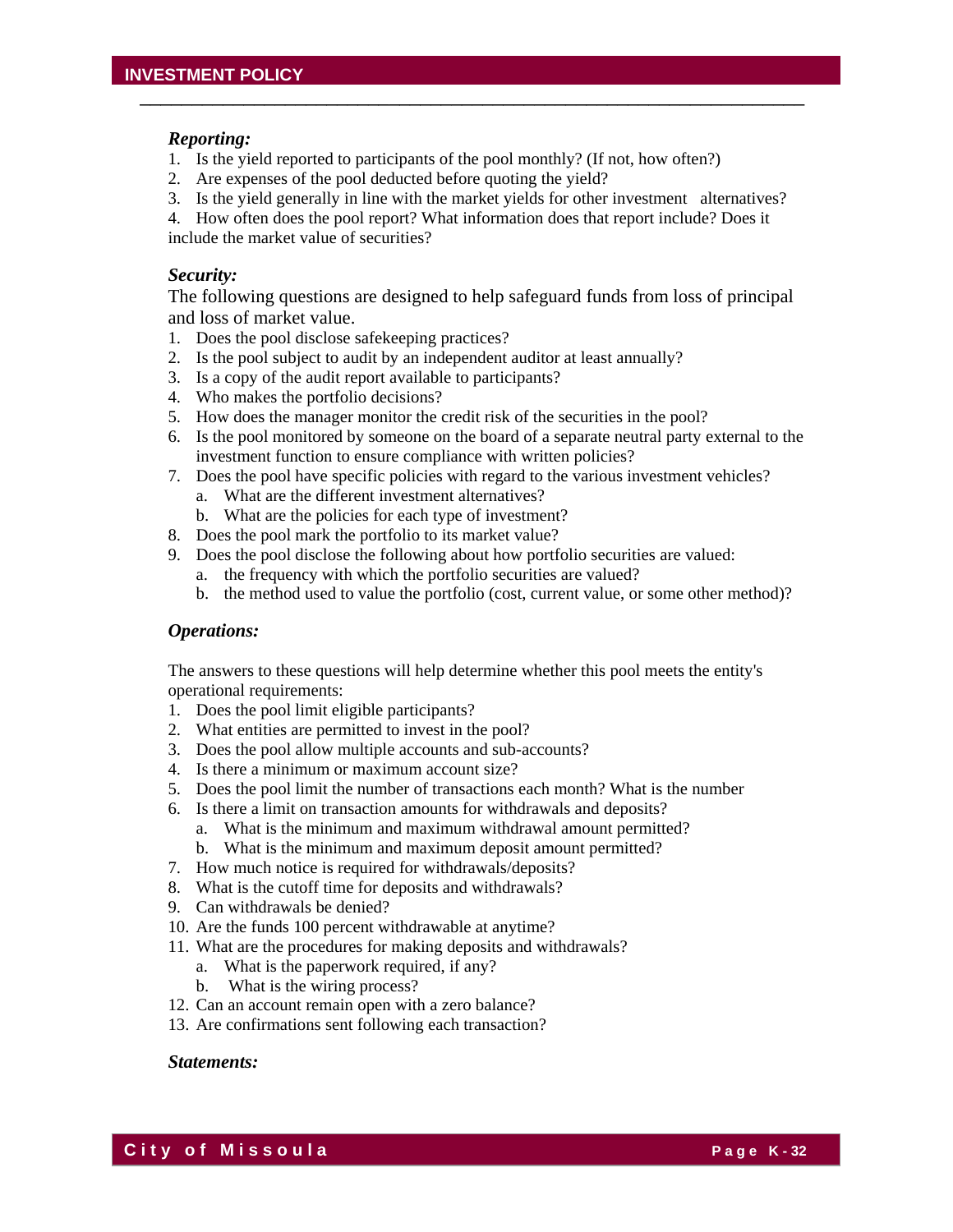***Reporting:***

1. Is the yield reported to participants of the pool monthly? (If not, how often?)
2. Are expenses of the pool deducted before quoting the yield?
3. Is the yield generally in line with the market yields for other investment alternatives?
4. How often does the pool report? What information does that report include? Does it include the market value of securities?

***Security:***

The following questions are designed to help safeguard funds from loss of principal and loss of market value.

1. Does the pool disclose safekeeping practices?
2. Is the pool subject to audit by an independent auditor at least annually?
3. Is a copy of the audit report available to participants?
4. Who makes the portfolio decisions?
5. How does the manager monitor the credit risk of the securities in the pool?
6. Is the pool monitored by someone on the board of a separate neutral party external to the investment function to ensure compliance with written policies?
7. Does the pool have specific policies with regard to the various investment vehicles?
   a. What are the different investment alternatives?
   b. What are the policies for each type of investment?
8. Does the pool mark the portfolio to its market value?
9. Does the pool disclose the following about how portfolio securities are valued:
   a. the frequency with which the portfolio securities are valued?
   b. the method used to value the portfolio (cost, current value, or some other method)?

***Operations:***

The answers to these questions will help determine whether this pool meets the entity's operational requirements:

1. Does the pool limit eligible participants?
2. What entities are permitted to invest in the pool?
3. Does the pool allow multiple accounts and sub-accounts?
4. Is there a minimum or maximum account size?
5. Does the pool limit the number of transactions each month? What is the number
6. Is there a limit on transaction amounts for withdrawals and deposits?
   a. What is the minimum and maximum withdrawal amount permitted?
   b. What is the minimum and maximum deposit amount permitted?
7. How much notice is required for withdrawals/deposits?
8. What is the cutoff time for deposits and withdrawals?
9. Can withdrawals be denied?
10. Are the funds 100 percent withdrawable at anytime?
11. What are the procedures for making deposits and withdrawals?
    a. What is the paperwork required, if any?
    b. What is the wiring process?
12. Can an account remain open with a zero balance?
13. Are confirmations sent following each transaction?

***Statements:***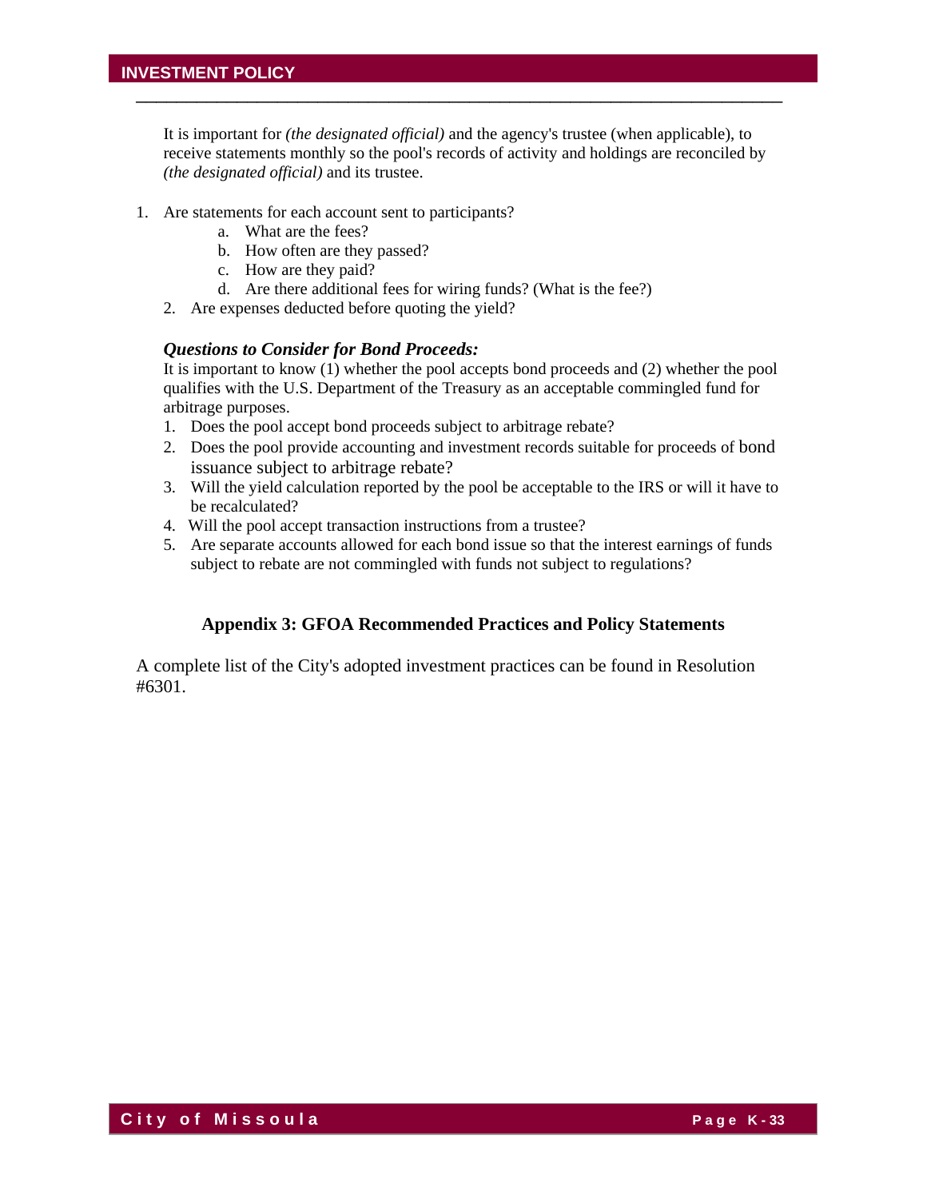It is important for *(the designated official)* and the agency's trustee (when applicable), to receive statements monthly so the pool's records of activity and holdings are reconciled by *(the designated official)* and its trustee.

1. Are statements for each account sent to participants?
    a. What are the fees?
    b. How often are they passed?
    c. How are they paid?
    d. Are there additional fees for wiring funds? (What is the fee?)
2. Are expenses deducted before quoting the yield?

***Questions to Consider for Bond Proceeds:***

It is important to know (1) whether the pool accepts bond proceeds and (2) whether the pool qualifies with the U.S. Department of the Treasury as an acceptable commingled fund for arbitrage purposes.

1. Does the pool accept bond proceeds subject to arbitrage rebate?
2. Does the pool provide accounting and investment records suitable for proceeds of bond issuance subject to arbitrage rebate?
3. Will the yield calculation reported by the pool be acceptable to the IRS or will it have to be recalculated?
4. Will the pool accept transaction instructions from a trustee?
5. Are separate accounts allowed for each bond issue so that the interest earnings of funds subject to rebate are not commingled with funds not subject to regulations?

## Appendix 3: GFOA Recommended Practices and Policy Statements

A complete list of the City's adopted investment practices can be found in Resolution #6301.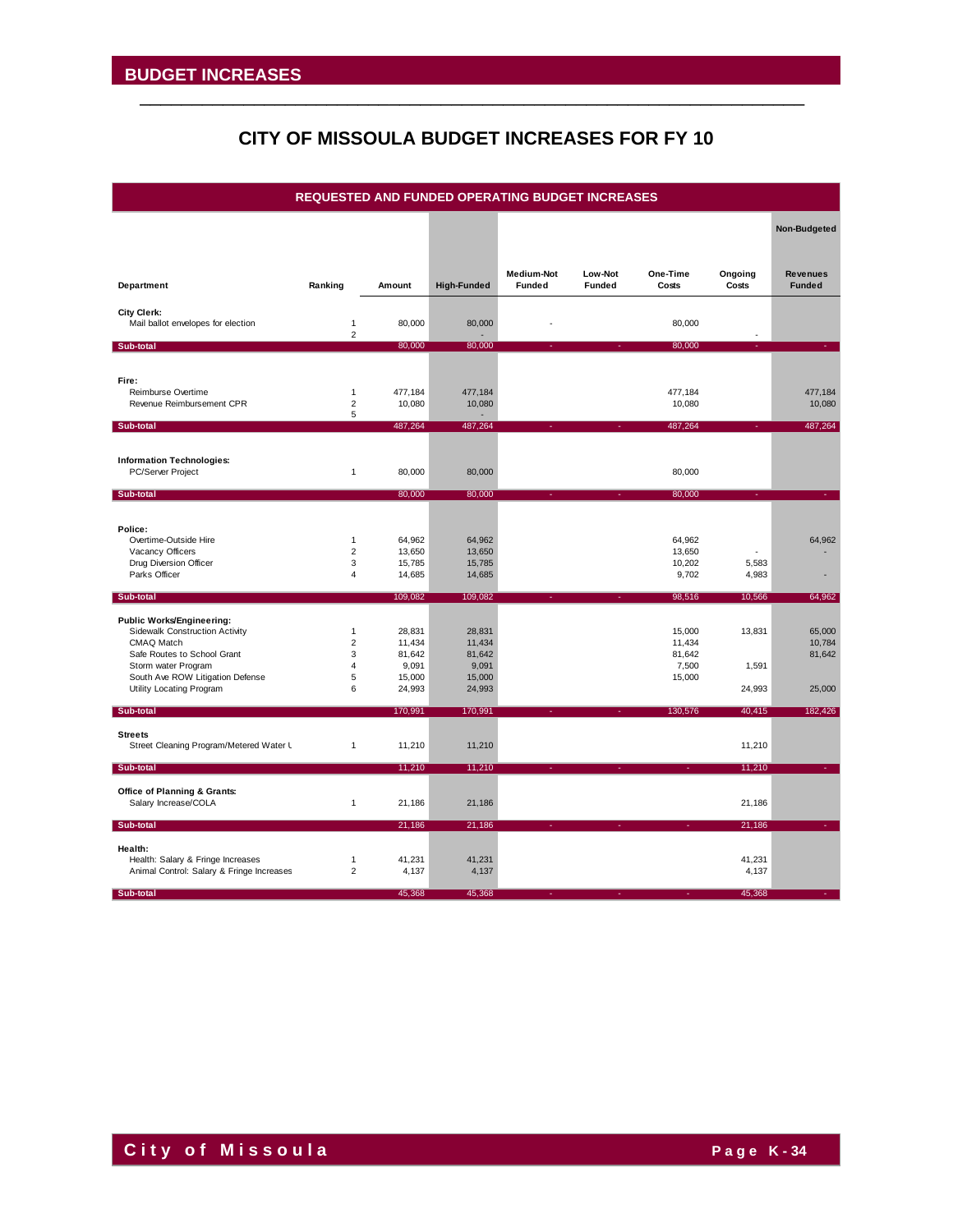# BUDGET INCREASES

## CITY OF MISSOULA BUDGET INCREASES FOR FY 10

**REQUESTED AND FUNDED OPERATING BUDGET INCREASES**

| Department | Ranking | Amount | High-Funded | Medium-Not Funded | Low-Not Funded | One-Time Costs | Ongoing Costs | Non-Budgeted Revenues Funded |
|---|---|---|---|---|---|---|---|---|
| **City Clerk:** | | | | | | | | |
| Mail ballot envelopes for election | 1 | 80,000 | 80,000 | - | | 80,000 | | |
| | 2 | | - | | | | - | |
| **Sub-total** | | 80,000 | 80,000 | - | - | 80,000 | - | - |
| **Fire:** | | | | | | | | |
| Reimburse Overtime | 1 | 477,184 | 477,184 | | | 477,184 | | 477,184 |
| Revenue Reimbursement CPR | 2 | 10,080 | 10,080 | | | 10,080 | | 10,080 |
| | 5 | | - | | | | | |
| **Sub-total** | | 487,264 | 487,264 | - | - | 487,264 | - | 487,264 |
| **Information Technologies:** | | | | | | | | |
| PC/Server Project | 1 | 80,000 | 80,000 | | | 80,000 | | |
| **Sub-total** | | 80,000 | 80,000 | - | - | 80,000 | - | - |
| **Police:** | | | | | | | | |
| Overtime-Outside Hire | 1 | 64,962 | 64,962 | | | 64,962 | | 64,962 |
| Vacancy Officers | 2 | 13,650 | 13,650 | | | 13,650 | - | - |
| Drug Diversion Officer | 3 | 15,785 | 15,785 | | | 10,202 | 5,583 | |
| Parks Officer | 4 | 14,685 | 14,685 | | | 9,702 | 4,983 | - |
| **Sub-total** | | 109,082 | 109,082 | - | - | 98,516 | 10,566 | 64,962 |
| **Public Works/Engineering:** | | | | | | | | |
| Sidewalk Construction Activity | 1 | 28,831 | 28,831 | | | 15,000 | 13,831 | 65,000 |
| CMAQ Match | 2 | 11,434 | 11,434 | | | 11,434 | | 10,784 |
| Safe Routes to School Grant | 3 | 81,642 | 81,642 | | | 81,642 | | 81,642 |
| Storm water Program | 4 | 9,091 | 9,091 | | | 7,500 | 1,591 | |
| South Ave ROW Litigation Defense | 5 | 15,000 | 15,000 | | | 15,000 | | |
| Utility Locating Program | 6 | 24,993 | 24,993 | | | | 24,993 | 25,000 |
| **Sub-total** | | 170,991 | 170,991 | - | - | 130,576 | 40,415 | 182,426 |
| **Streets** | | | | | | | | |
| Street Cleaning Program/Metered Water U | 1 | 11,210 | 11,210 | | | | 11,210 | |
| **Sub-total** | | 11,210 | 11,210 | - | - | - | 11,210 | - |
| **Office of Planning & Grants:** | | | | | | | | |
| Salary Increase/COLA | 1 | 21,186 | 21,186 | | | | 21,186 | |
| **Sub-total** | | 21,186 | 21,186 | - | - | - | 21,186 | - |
| **Health:** | | | | | | | | |
| Health: Salary & Fringe Increases | 1 | 41,231 | 41,231 | | | | 41,231 | |
| Animal Control: Salary & Fringe Increases | 2 | 4,137 | 4,137 | | | | 4,137 | |
| **Sub-total** | | 45,368 | 45,368 | - | - | - | 45,368 | - |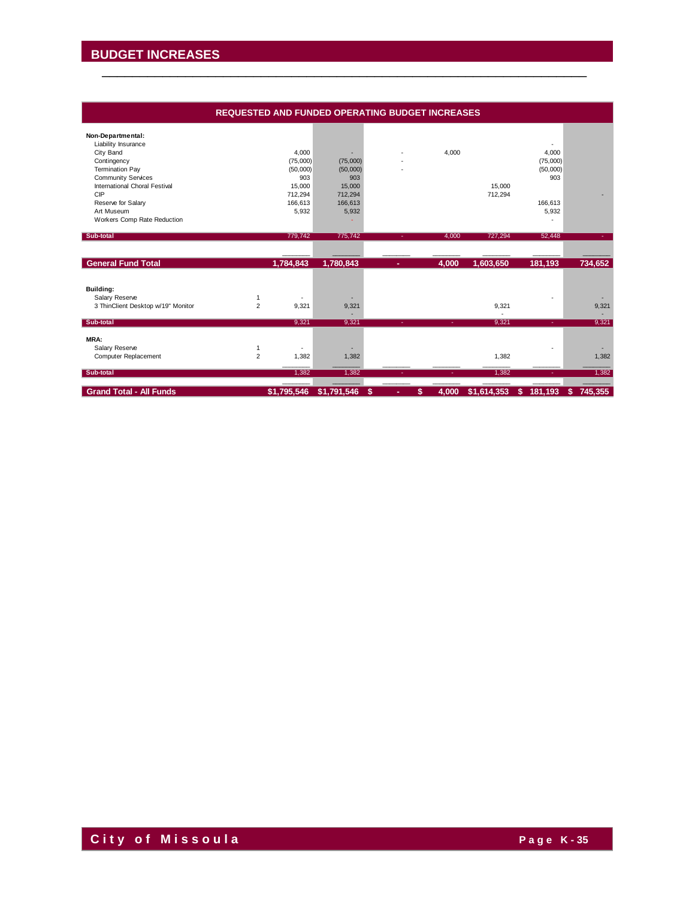# BUDGET INCREASES

## REQUESTED AND FUNDED OPERATING BUDGET INCREASES

| | | | | | | | | |
|---|---|---|---|---|---|---|---|---|
| **Non-Departmental:** | | | | | | | | |
| Liability Insurance | | | | | | | - | |
| City Band | | 4,000 | - | - | 4,000 | | 4,000 | |
| Contingency | | (75,000) | (75,000) | - | | | (75,000) | |
| Termination Pay | | (50,000) | (50,000) | - | | | (50,000) | |
| Community Services | | 903 | 903 | | | | 903 | |
| International Choral Festival | | 15,000 | 15,000 | | | 15,000 | | |
| CIP | | 712,294 | 712,294 | | | 712,294 | | - |
| Reserve for Salary | | 166,613 | 166,613 | | | | 166,613 | |
| Art Museum | | 5,932 | 5,932 | | | | 5,932 | |
| Workers Comp Rate Reduction | | | - | | | | - | |
| **Sub-total** | | 779,742 | 775,742 | - | 4,000 | 727,294 | 52,448 | - |
| **General Fund Total** | | **1,784,843** | **1,780,843** | **-** | **4,000** | **1,603,650** | **181,193** | **734,652** |
| **Building:** | | | | | | | | |
| Salary Reserve | 1 | - | - | | | | - | - |
| 3 ThinClient Desktop w/19" Monitor | 2 | 9,321 | 9,321 | | | 9,321 | | 9,321 |
| **Sub-total** | | 9,321 | 9,321 | - | - | 9,321 | - | 9,321 |
| **MRA:** | | | | | | | | |
| Salary Reserve | 1 | - | - | | | | - | - |
| Computer Replacement | 2 | 1,382 | 1,382 | | | 1,382 | | 1,382 |
| **Sub-total** | | 1,382 | 1,382 | - | - | 1,382 | - | 1,382 |
| **Grand Total - All Funds** | | **$1,795,546** | **$1,791,546** | **$ -** | **$ 4,000** | **$1,614,353** | **$ 181,193** | **$ 745,355** |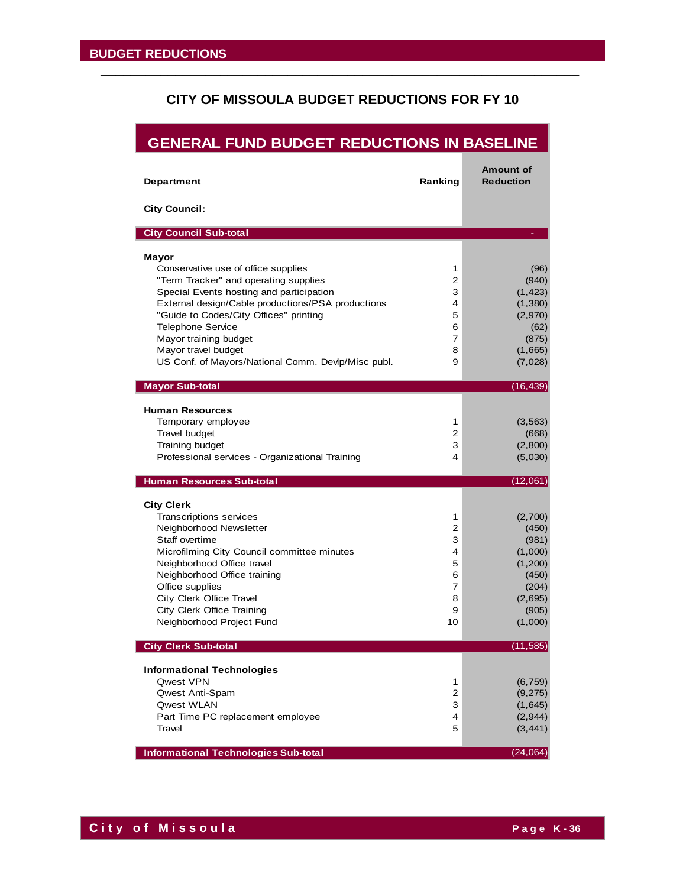## CITY OF MISSOULA BUDGET REDUCTIONS FOR FY 10

### GENERAL FUND BUDGET REDUCTIONS IN BASELINE

| Department | Ranking | Amount of Reduction |
|---|---|---|
| **City Council:** | | |
| **City Council Sub-total** | | - |
| **Mayor** | | |
| Conservative use of office supplies | 1 | (96) |
| "Term Tracker" and operating supplies | 2 | (940) |
| Special Events hosting and participation | 3 | (1,423) |
| External design/Cable productions/PSA productions | 4 | (1,380) |
| "Guide to Codes/City Offices" printing | 5 | (2,970) |
| Telephone Service | 6 | (62) |
| Mayor training budget | 7 | (875) |
| Mayor travel budget | 8 | (1,665) |
| US Conf. of Mayors/National Comm. Devlp/Misc publ. | 9 | (7,028) |
| **Mayor Sub-total** | | (16,439) |
| **Human Resources** | | |
| Temporary employee | 1 | (3,563) |
| Travel budget | 2 | (668) |
| Training budget | 3 | (2,800) |
| Professional services - Organizational Training | 4 | (5,030) |
| **Human Resources Sub-total** | | (12,061) |
| **City Clerk** | | |
| Transcriptions services | 1 | (2,700) |
| Neighborhood Newsletter | 2 | (450) |
| Staff overtime | 3 | (981) |
| Microfilming City Council committee minutes | 4 | (1,000) |
| Neighborhood Office travel | 5 | (1,200) |
| Neighborhood Office training | 6 | (450) |
| Office supplies | 7 | (204) |
| City Clerk Office Travel | 8 | (2,695) |
| City Clerk Office Training | 9 | (905) |
| Neighborhood Project Fund | 10 | (1,000) |
| **City Clerk Sub-total** | | (11,585) |
| **Informational Technologies** | | |
| Qwest VPN | 1 | (6,759) |
| Qwest Anti-Spam | 2 | (9,275) |
| Qwest WLAN | 3 | (1,645) |
| Part Time PC replacement employee | 4 | (2,944) |
| Travel | 5 | (3,441) |
| **Informational Technologies Sub-total** | | (24,064) |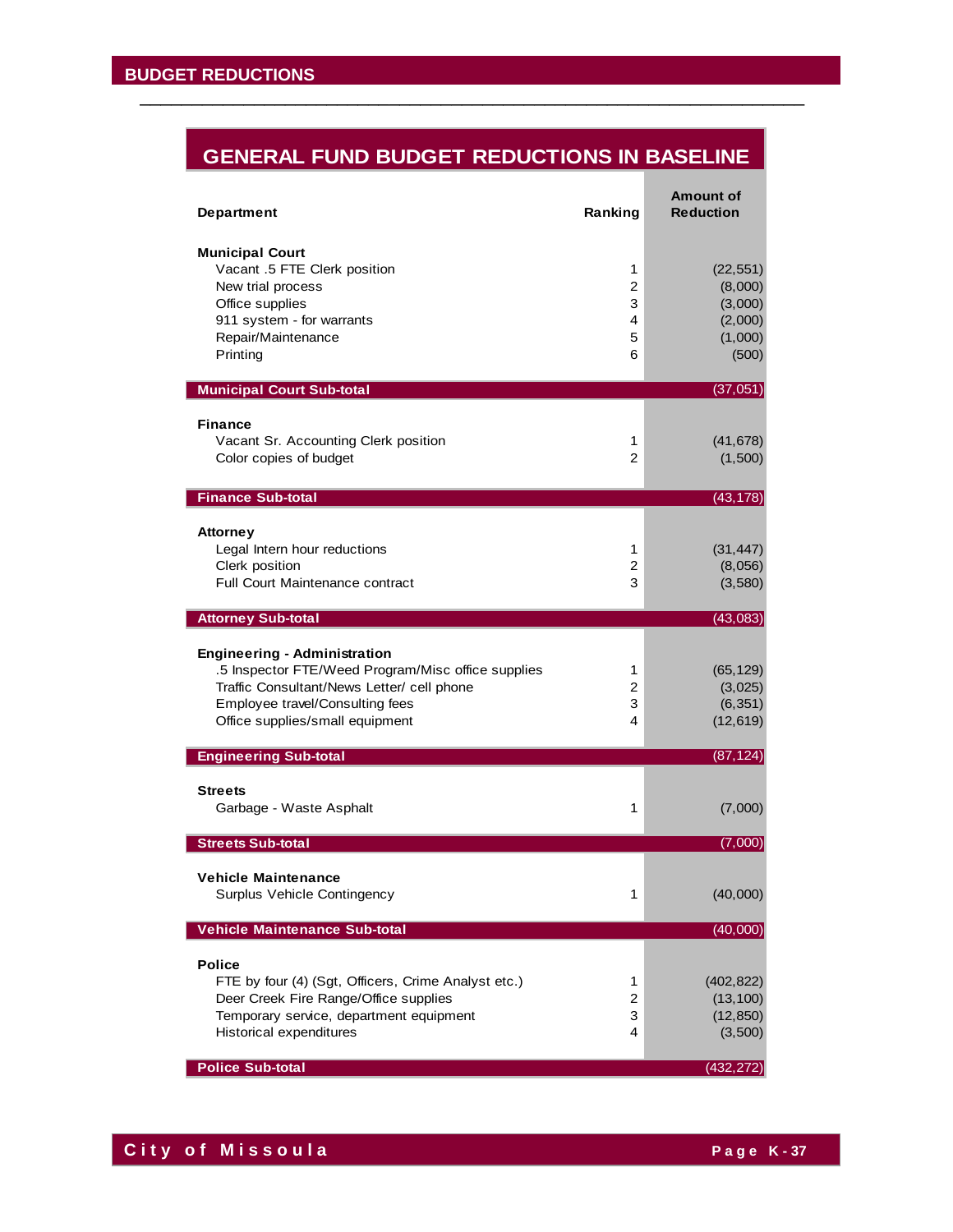# BUDGET REDUCTIONS

## GENERAL FUND BUDGET REDUCTIONS IN BASELINE

| Department | Ranking | Amount of Reduction |
|---|---|---|
| **Municipal Court** | | |
| Vacant .5 FTE Clerk position | 1 | (22,551) |
| New trial process | 2 | (8,000) |
| Office supplies | 3 | (3,000) |
| 911 system - for warrants | 4 | (2,000) |
| Repair/Maintenance | 5 | (1,000) |
| Printing | 6 | (500) |
| **Municipal Court Sub-total** | | (37,051) |
| **Finance** | | |
| Vacant Sr. Accounting Clerk position | 1 | (41,678) |
| Color copies of budget | 2 | (1,500) |
| **Finance Sub-total** | | (43,178) |
| **Attorney** | | |
| Legal Intern hour reductions | 1 | (31,447) |
| Clerk position | 2 | (8,056) |
| Full Court Maintenance contract | 3 | (3,580) |
| **Attorney Sub-total** | | (43,083) |
| **Engineering - Administration** | | |
| .5 Inspector FTE/Weed Program/Misc office supplies | 1 | (65,129) |
| Traffic Consultant/News Letter/ cell phone | 2 | (3,025) |
| Employee travel/Consulting fees | 3 | (6,351) |
| Office supplies/small equipment | 4 | (12,619) |
| **Engineering Sub-total** | | (87,124) |
| **Streets** | | |
| Garbage - Waste Asphalt | 1 | (7,000) |
| **Streets Sub-total** | | (7,000) |
| **Vehicle Maintenance** | | |
| Surplus Vehicle Contingency | 1 | (40,000) |
| **Vehicle Maintenance Sub-total** | | (40,000) |
| **Police** | | |
| FTE by four (4) (Sgt, Officers, Crime Analyst etc.) | 1 | (402,822) |
| Deer Creek Fire Range/Office supplies | 2 | (13,100) |
| Temporary service, department equipment | 3 | (12,850) |
| Historical expenditures | 4 | (3,500) |
| **Police Sub-total** | | (432,272) |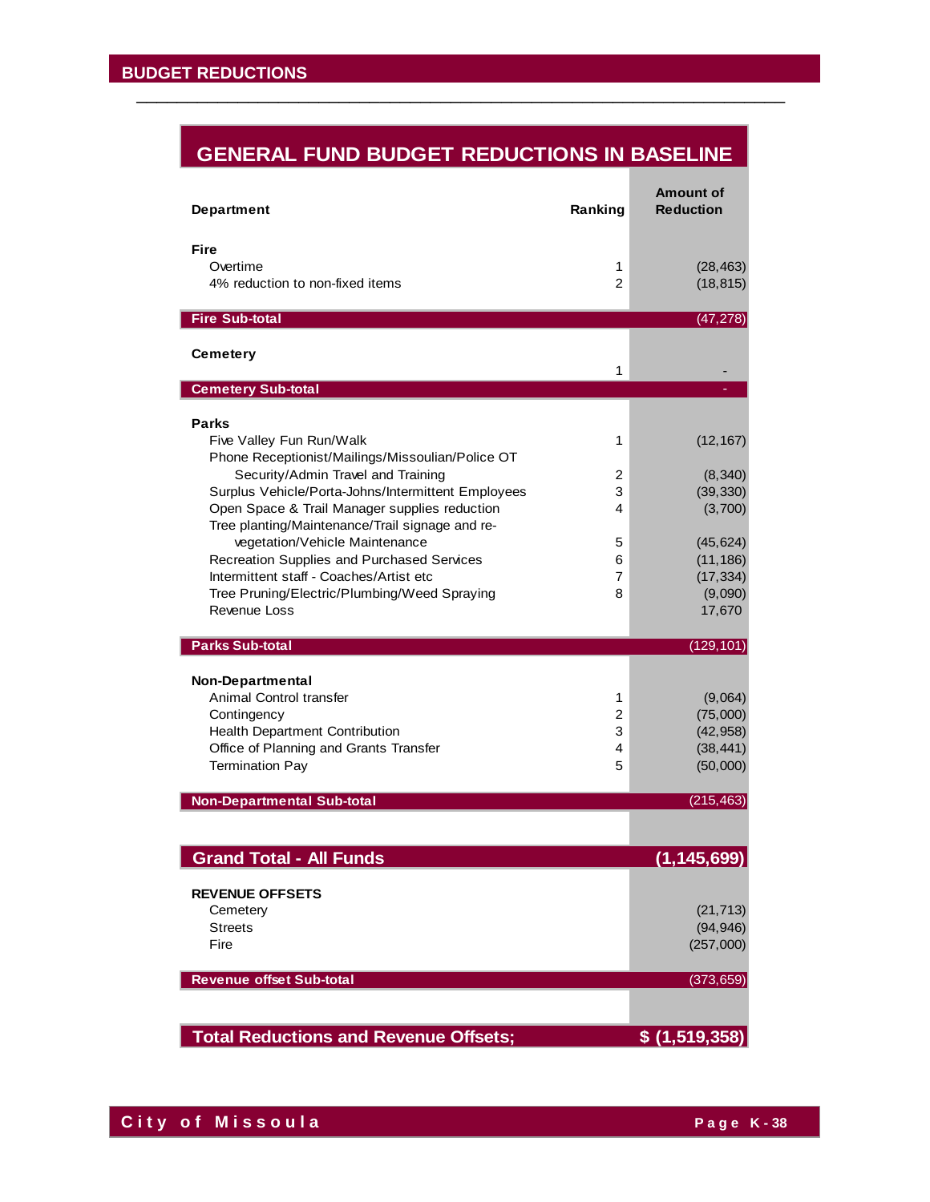## BUDGET REDUCTIONS

### GENERAL FUND BUDGET REDUCTIONS IN BASELINE

| Department | Ranking | Amount of Reduction |
|---|---|---|
| **Fire** | | |
| Overtime | 1 | (28,463) |
| 4% reduction to non-fixed items | 2 | (18,815) |
| **Fire Sub-total** | | (47,278) |
| **Cemetery** | | |
| | 1 | - |
| **Cemetery Sub-total** | | - |
| **Parks** | | |
| Five Valley Fun Run/Walk | 1 | (12,167) |
| Phone Receptionist/Mailings/Missoulian/Police OT Security/Admin Travel and Training | 2 | (8,340) |
| Surplus Vehicle/Porta-Johns/Intermittent Employees | 3 | (39,330) |
| Open Space & Trail Manager supplies reduction | 4 | (3,700) |
| Tree planting/Maintenance/Trail signage and re-vegetation/Vehicle Maintenance | 5 | (45,624) |
| Recreation Supplies and Purchased Services | 6 | (11,186) |
| Intermittent staff - Coaches/Artist etc | 7 | (17,334) |
| Tree Pruning/Electric/Plumbing/Weed Spraying | 8 | (9,090) |
| Revenue Loss | | 17,670 |
| **Parks Sub-total** | | (129,101) |
| **Non-Departmental** | | |
| Animal Control transfer | 1 | (9,064) |
| Contingency | 2 | (75,000) |
| Health Department Contribution | 3 | (42,958) |
| Office of Planning and Grants Transfer | 4 | (38,441) |
| Termination Pay | 5 | (50,000) |
| **Non-Departmental Sub-total** | | (215,463) |
| **Grand Total - All Funds** | | **(1,145,699)** |
| **REVENUE OFFSETS** | | |
| Cemetery | | (21,713) |
| Streets | | (94,946) |
| Fire | | (257,000) |
| **Revenue offset Sub-total** | | (373,659) |
| **Total Reductions and Revenue Offsets;** | | **$ (1,519,358)** |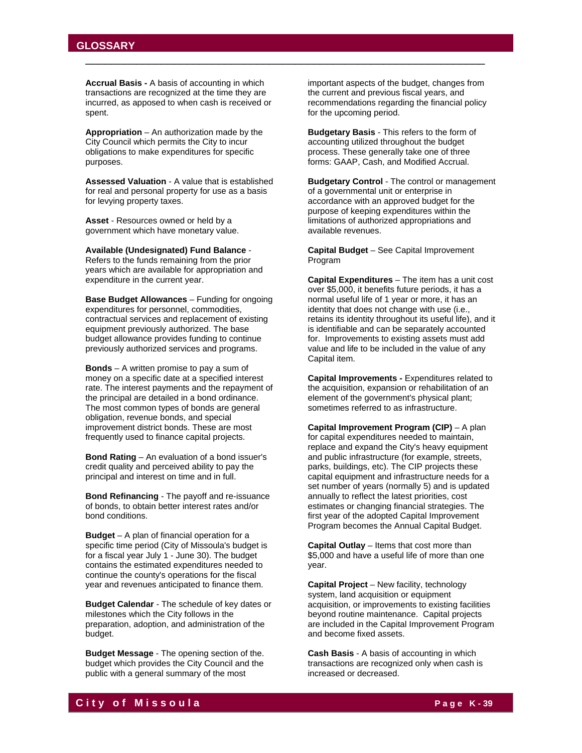## GLOSSARY

**Accrual Basis -** A basis of accounting in which transactions are recognized at the time they are incurred, as apposed to when cash is received or spent.

**Appropriation** – An authorization made by the City Council which permits the City to incur obligations to make expenditures for specific purposes.

**Assessed Valuation** - A value that is established for real and personal property for use as a basis for levying property taxes.

**Asset** - Resources owned or held by a government which have monetary value.

**Available (Undesignated) Fund Balance** - Refers to the funds remaining from the prior years which are available for appropriation and expenditure in the current year.

**Base Budget Allowances** – Funding for ongoing expenditures for personnel, commodities, contractual services and replacement of existing equipment previously authorized. The base budget allowance provides funding to continue previously authorized services and programs.

**Bonds** – A written promise to pay a sum of money on a specific date at a specified interest rate. The interest payments and the repayment of the principal are detailed in a bond ordinance. The most common types of bonds are general obligation, revenue bonds, and special improvement district bonds. These are most frequently used to finance capital projects.

**Bond Rating** – An evaluation of a bond issuer's credit quality and perceived ability to pay the principal and interest on time and in full.

**Bond Refinancing** - The payoff and re-issuance of bonds, to obtain better interest rates and/or bond conditions.

**Budget** – A plan of financial operation for a specific time period (City of Missoula's budget is for a fiscal year July 1 - June 30). The budget contains the estimated expenditures needed to continue the county's operations for the fiscal year and revenues anticipated to finance them.

**Budget Calendar** - The schedule of key dates or milestones which the City follows in the preparation, adoption, and administration of the budget.

**Budget Message** - The opening section of the. budget which provides the City Council and the public with a general summary of the most important aspects of the budget, changes from the current and previous fiscal years, and recommendations regarding the financial policy for the upcoming period.

**Budgetary Basis** - This refers to the form of accounting utilized throughout the budget process. These generally take one of three forms: GAAP, Cash, and Modified Accrual.

**Budgetary Control** - The control or management of a governmental unit or enterprise in accordance with an approved budget for the purpose of keeping expenditures within the limitations of authorized appropriations and available revenues.

**Capital Budget** – See Capital Improvement Program

**Capital Expenditures** – The item has a unit cost over $5,000, it benefits future periods, it has a normal useful life of 1 year or more, it has an identity that does not change with use (i.e., retains its identity throughout its useful life), and it is identifiable and can be separately accounted for. Improvements to existing assets must add value and life to be included in the value of any Capital item.

**Capital Improvements -** Expenditures related to the acquisition, expansion or rehabilitation of an element of the government's physical plant; sometimes referred to as infrastructure.

**Capital Improvement Program (CIP)** – A plan for capital expenditures needed to maintain, replace and expand the City's heavy equipment and public infrastructure (for example, streets, parks, buildings, etc). The CIP projects these capital equipment and infrastructure needs for a set number of years (normally 5) and is updated annually to reflect the latest priorities, cost estimates or changing financial strategies. The first year of the adopted Capital Improvement Program becomes the Annual Capital Budget.

**Capital Outlay** – Items that cost more than $5,000 and have a useful life of more than one year.

**Capital Project** – New facility, technology system, land acquisition or equipment acquisition, or improvements to existing facilities beyond routine maintenance. Capital projects are included in the Capital Improvement Program and become fixed assets.

**Cash Basis** - A basis of accounting in which transactions are recognized only when cash is increased or decreased.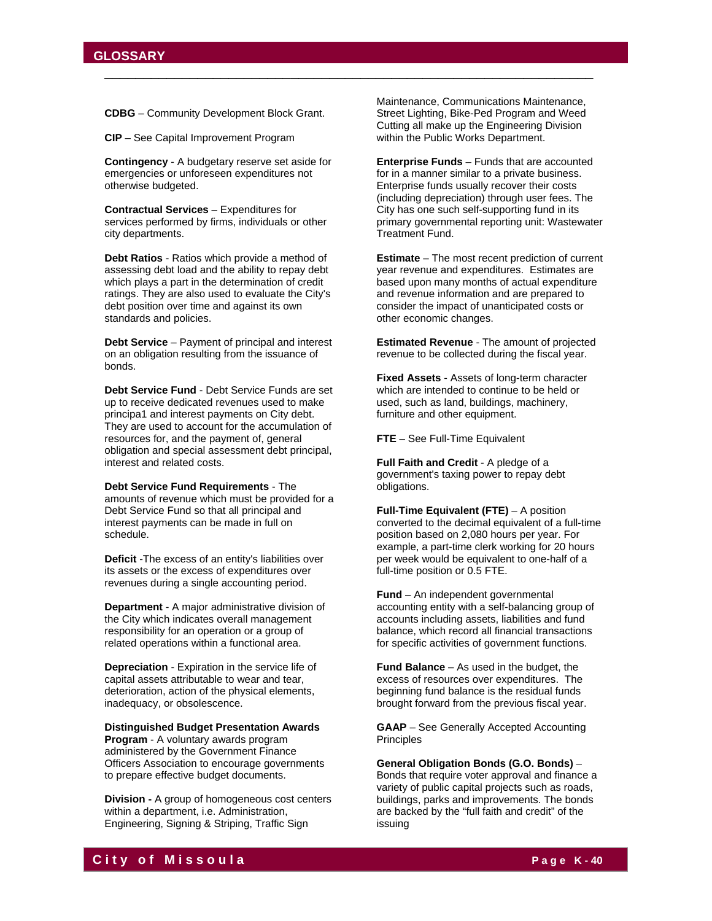## GLOSSARY

**CDBG** – Community Development Block Grant.

**CIP** – See Capital Improvement Program

**Contingency** - A budgetary reserve set aside for emergencies or unforeseen expenditures not otherwise budgeted.

**Contractual Services** – Expenditures for services performed by firms, individuals or other city departments.

**Debt Ratios** - Ratios which provide a method of assessing debt load and the ability to repay debt which plays a part in the determination of credit ratings. They are also used to evaluate the City's debt position over time and against its own standards and policies.

**Debt Service** – Payment of principal and interest on an obligation resulting from the issuance of bonds.

**Debt Service Fund** - Debt Service Funds are set up to receive dedicated revenues used to make principa1 and interest payments on City debt. They are used to account for the accumulation of resources for, and the payment of, general obligation and special assessment debt principal, interest and related costs.

**Debt Service Fund Requirements** - The amounts of revenue which must be provided for a Debt Service Fund so that all principal and interest payments can be made in full on schedule.

**Deficit** -The excess of an entity's liabilities over its assets or the excess of expenditures over revenues during a single accounting period.

**Department** - A major administrative division of the City which indicates overall management responsibility for an operation or a group of related operations within a functional area.

**Depreciation** - Expiration in the service life of capital assets attributable to wear and tear, deterioration, action of the physical elements, inadequacy, or obsolescence.

**Distinguished Budget Presentation Awards Program** - A voluntary awards program administered by the Government Finance Officers Association to encourage governments to prepare effective budget documents.

**Division -** A group of homogeneous cost centers within a department, i.e. Administration, Engineering, Signing & Striping, Traffic Sign Maintenance, Communications Maintenance, Street Lighting, Bike-Ped Program and Weed Cutting all make up the Engineering Division within the Public Works Department.

**Enterprise Funds** – Funds that are accounted for in a manner similar to a private business. Enterprise funds usually recover their costs (including depreciation) through user fees. The City has one such self-supporting fund in its primary governmental reporting unit: Wastewater Treatment Fund.

**Estimate** – The most recent prediction of current year revenue and expenditures. Estimates are based upon many months of actual expenditure and revenue information and are prepared to consider the impact of unanticipated costs or other economic changes.

**Estimated Revenue** - The amount of projected revenue to be collected during the fiscal year.

**Fixed Assets** - Assets of long-term character which are intended to continue to be held or used, such as land, buildings, machinery, furniture and other equipment.

**FTE** – See Full-Time Equivalent

**Full Faith and Credit** - A pledge of a government's taxing power to repay debt obligations.

**Full-Time Equivalent (FTE)** – A position converted to the decimal equivalent of a full-time position based on 2,080 hours per year. For example, a part-time clerk working for 20 hours per week would be equivalent to one-half of a full-time position or 0.5 FTE.

**Fund** – An independent governmental accounting entity with a self-balancing group of accounts including assets, liabilities and fund balance, which record all financial transactions for specific activities of government functions.

**Fund Balance** – As used in the budget, the excess of resources over expenditures. The beginning fund balance is the residual funds brought forward from the previous fiscal year.

**GAAP** – See Generally Accepted Accounting Principles

**General Obligation Bonds (G.O. Bonds)** – Bonds that require voter approval and finance a variety of public capital projects such as roads, buildings, parks and improvements. The bonds are backed by the "full faith and credit" of the issuing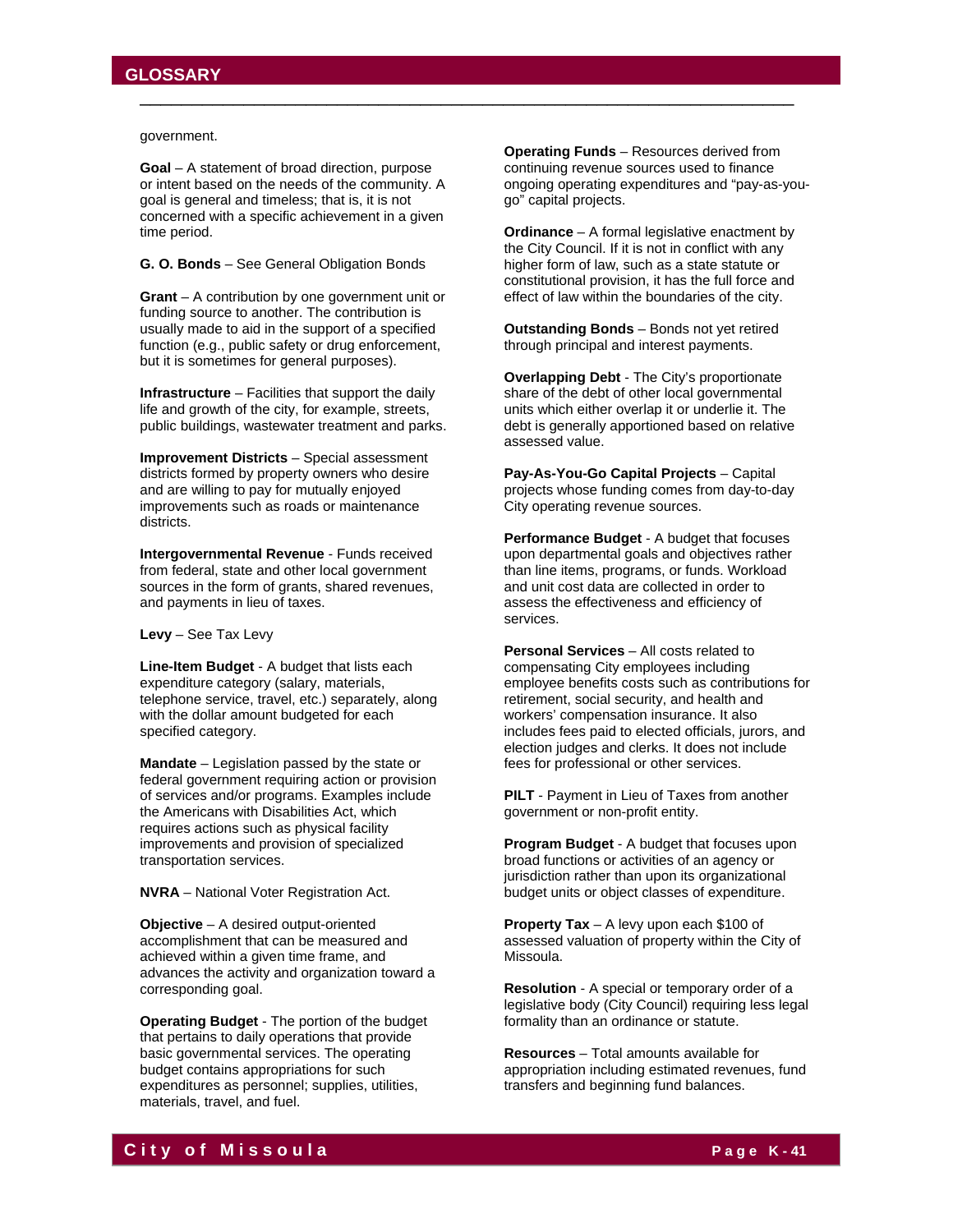government.

**Goal** – A statement of broad direction, purpose or intent based on the needs of the community. A goal is general and timeless; that is, it is not concerned with a specific achievement in a given time period.

**G. O. Bonds** – See General Obligation Bonds

**Grant** – A contribution by one government unit or funding source to another. The contribution is usually made to aid in the support of a specified function (e.g., public safety or drug enforcement, but it is sometimes for general purposes).

**Infrastructure** – Facilities that support the daily life and growth of the city, for example, streets, public buildings, wastewater treatment and parks.

**Improvement Districts** – Special assessment districts formed by property owners who desire and are willing to pay for mutually enjoyed improvements such as roads or maintenance districts.

**Intergovernmental Revenue** - Funds received from federal, state and other local government sources in the form of grants, shared revenues, and payments in lieu of taxes.

**Levy** – See Tax Levy

**Line-Item Budget** - A budget that lists each expenditure category (salary, materials, telephone service, travel, etc.) separately, along with the dollar amount budgeted for each specified category.

**Mandate** – Legislation passed by the state or federal government requiring action or provision of services and/or programs. Examples include the Americans with Disabilities Act, which requires actions such as physical facility improvements and provision of specialized transportation services.

**NVRA** – National Voter Registration Act.

**Objective** – A desired output-oriented accomplishment that can be measured and achieved within a given time frame, and advances the activity and organization toward a corresponding goal.

**Operating Budget** - The portion of the budget that pertains to daily operations that provide basic governmental services. The operating budget contains appropriations for such expenditures as personnel; supplies, utilities, materials, travel, and fuel.

**Operating Funds** – Resources derived from continuing revenue sources used to finance ongoing operating expenditures and "pay-as-you-go" capital projects.

**Ordinance** – A formal legislative enactment by the City Council. If it is not in conflict with any higher form of law, such as a state statute or constitutional provision, it has the full force and effect of law within the boundaries of the city.

**Outstanding Bonds** – Bonds not yet retired through principal and interest payments.

**Overlapping Debt** - The City's proportionate share of the debt of other local governmental units which either overlap it or underlie it. The debt is generally apportioned based on relative assessed value.

**Pay-As-You-Go Capital Projects** – Capital projects whose funding comes from day-to-day City operating revenue sources.

**Performance Budget** - A budget that focuses upon departmental goals and objectives rather than line items, programs, or funds. Workload and unit cost data are collected in order to assess the effectiveness and efficiency of services.

**Personal Services** – All costs related to compensating City employees including employee benefits costs such as contributions for retirement, social security, and health and workers' compensation insurance. It also includes fees paid to elected officials, jurors, and election judges and clerks. It does not include fees for professional or other services.

**PILT** - Payment in Lieu of Taxes from another government or non-profit entity.

**Program Budget** - A budget that focuses upon broad functions or activities of an agency or jurisdiction rather than upon its organizational budget units or object classes of expenditure.

**Property Tax** – A levy upon each $100 of assessed valuation of property within the City of Missoula.

**Resolution** - A special or temporary order of a legislative body (City Council) requiring less legal formality than an ordinance or statute.

**Resources** – Total amounts available for appropriation including estimated revenues, fund transfers and beginning fund balances.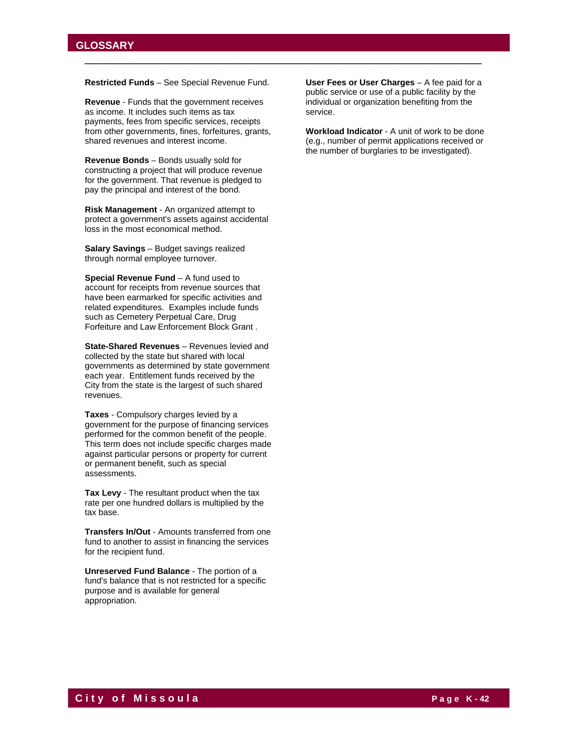## GLOSSARY

**Restricted Funds** – See Special Revenue Fund.

**Revenue** - Funds that the government receives as income. It includes such items as tax payments, fees from specific services, receipts from other governments, fines, forfeitures, grants, shared revenues and interest income.

**Revenue Bonds** – Bonds usually sold for constructing a project that will produce revenue for the government. That revenue is pledged to pay the principal and interest of the bond.

**Risk Management** - An organized attempt to protect a government's assets against accidental loss in the most economical method.

**Salary Savings** – Budget savings realized through normal employee turnover.

**Special Revenue Fund** – A fund used to account for receipts from revenue sources that have been earmarked for specific activities and related expenditures. Examples include funds such as Cemetery Perpetual Care, Drug Forfeiture and Law Enforcement Block Grant .

**State-Shared Revenues** – Revenues levied and collected by the state but shared with local governments as determined by state government each year. Entitlement funds received by the City from the state is the largest of such shared revenues.

**Taxes** - Compulsory charges levied by a government for the purpose of financing services performed for the common benefit of the people. This term does not include specific charges made against particular persons or property for current or permanent benefit, such as special assessments.

**Tax Levy** - The resultant product when the tax rate per one hundred dollars is multiplied by the tax base.

**Transfers In/Out** - Amounts transferred from one fund to another to assist in financing the services for the recipient fund.

**Unreserved Fund Balance** - The portion of a fund's balance that is not restricted for a specific purpose and is available for general appropriation.

**User Fees or User Charges** – A fee paid for a public service or use of a public facility by the individual or organization benefiting from the service.

**Workload Indicator** - A unit of work to be done (e.g., number of permit applications received or the number of burglaries to be investigated).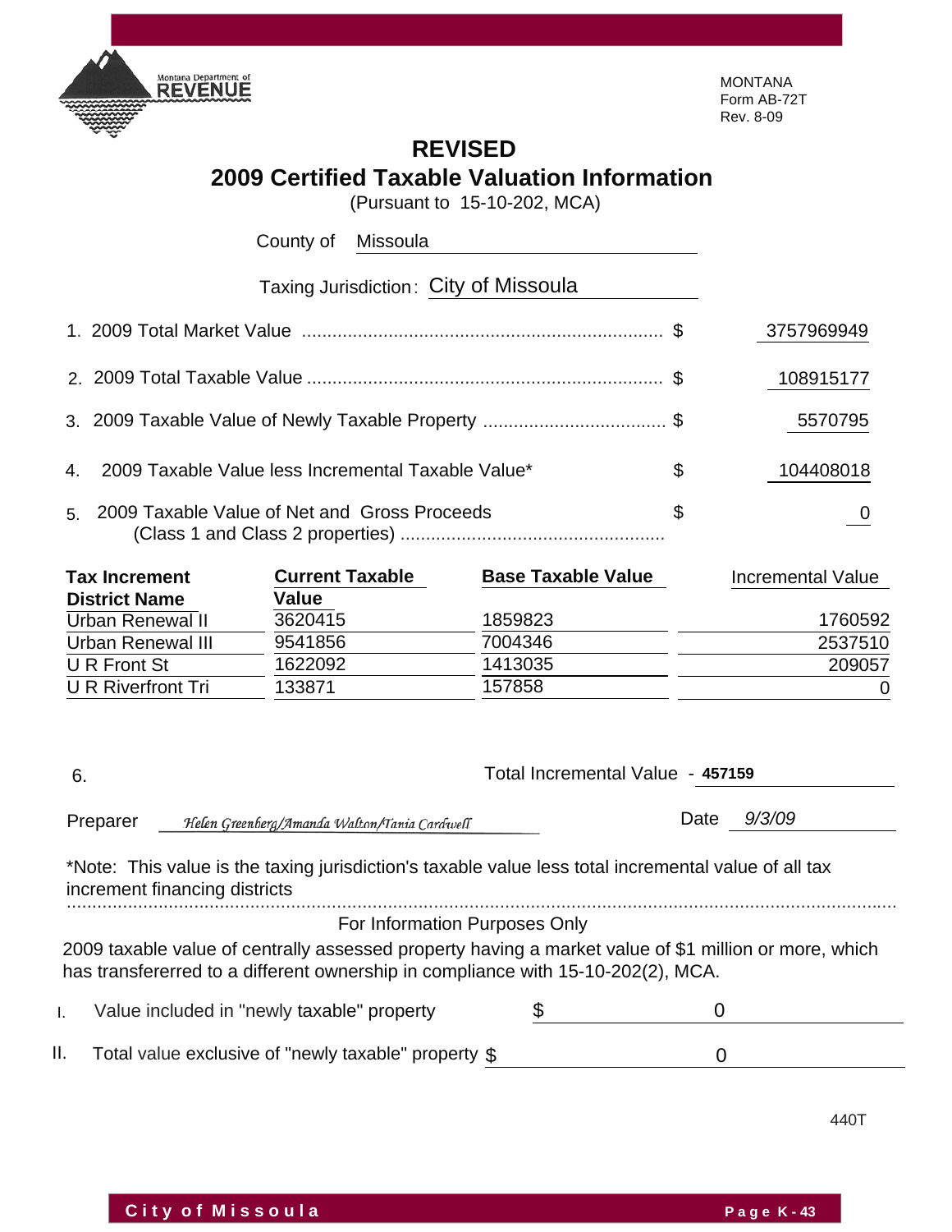Montana Department of REVENUE

MONTANA
Form AB-72T
Rev. 8-09

# REVISED
## 2009 Certified Taxable Valuation Information

(Pursuant to 15-10-202, MCA)

County of Missoula

Taxing Jurisdiction: City of Missoula

| | | |
|---|---|---|
| 1. 2009 Total Market Value ........................................................................ | $ | 3757969949 |
| 2. 2009 Total Taxable Value ........................................................................ | $ | 108915177 |
| 3. 2009 Taxable Value of Newly Taxable Property .................................... | $ | 5570795 |
| 4. 2009 Taxable Value less Incremental Taxable Value* | $ | 104408018 |
| 5. 2009 Taxable Value of Net and Gross Proceeds (Class 1 and Class 2 properties) .................................................... | $ | 0 |

| Tax Increment District Name | Current Taxable Value | Base Taxable Value | Incremental Value |
|---|---|---|---|
| Urban Renewal II | 3620415 | 1859823 | 1760592 |
| Urban Renewal III | 9541856 | 7004346 | 2537510 |
| U R Front St | 1622092 | 1413035 | 209057 |
| U R Riverfront Tri | 133871 | 157858 | 0 |

6. Total Incremental Value - **457159**

Preparer *Helen Greenberg/Amanda Walton/Tania Cardwell* Date *9/3/09*

*Note: This value is the taxing jurisdiction's taxable value less total incremental value of all tax increment financing districts

For Information Purposes Only

2009 taxable value of centrally assessed property having a market value of $1 million or more, which has transfererred to a different ownership in compliance with 15-10-202(2), MCA.

| | | | |
|---|---|---|---|
| I. | Value included in "newly taxable" property | $ | 0 |
| II. | Total value exclusive of "newly taxable" property | $ | 0 |

440T